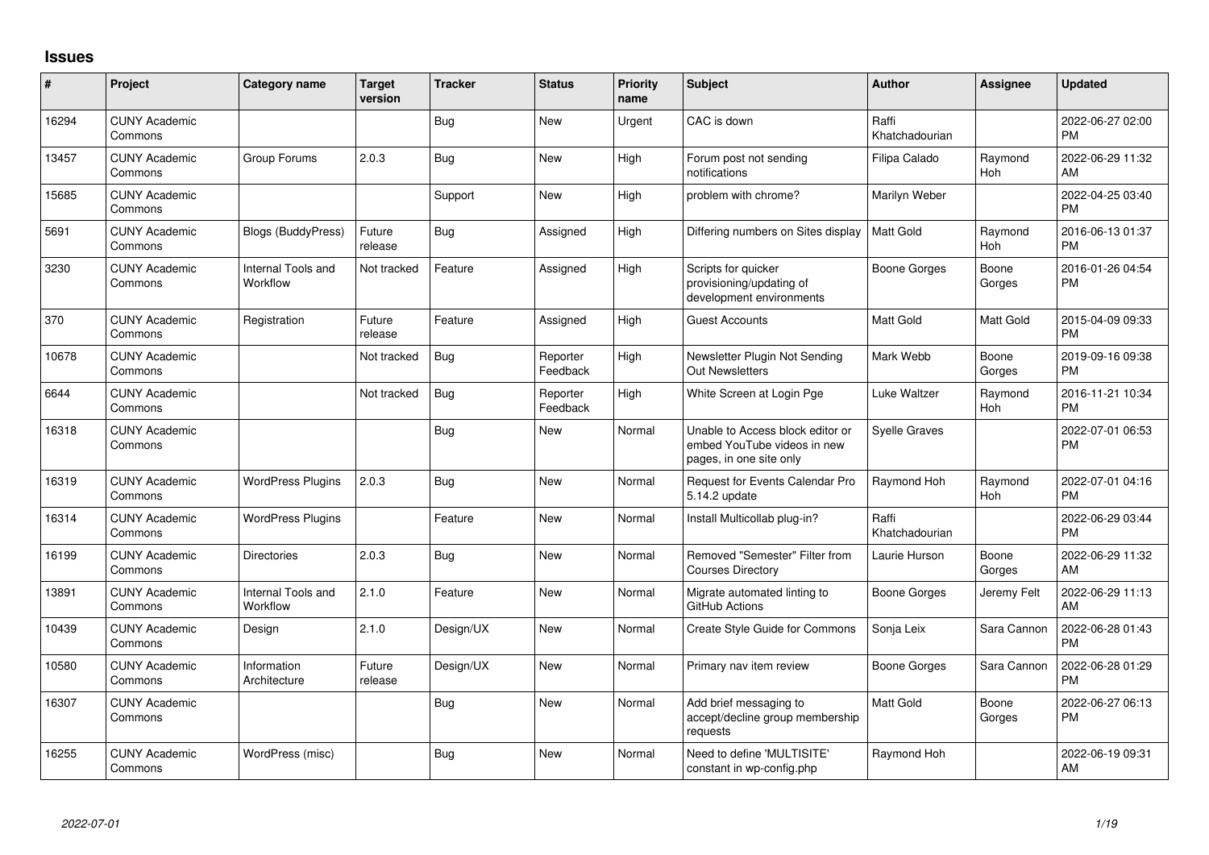# Issues

| # | Project | Category name | Target version | Tracker | Status | Priority name | Subject | Author | Assignee | Updated |
|---|---|---|---|---|---|---|---|---|---|---|
| 16294 | CUNY Academic Commons | | | Bug | New | Urgent | CAC is down | Raffi Khatchadourian | | 2022-06-27 02:00 PM |
| 13457 | CUNY Academic Commons | Group Forums | 2.0.3 | Bug | New | High | Forum post not sending notifications | Filipa Calado | Raymond Hoh | 2022-06-29 11:32 AM |
| 15685 | CUNY Academic Commons | | | Support | New | High | problem with chrome? | Marilyn Weber | | 2022-04-25 03:40 PM |
| 5691 | CUNY Academic Commons | Blogs (BuddyPress) | Future release | Bug | Assigned | High | Differing numbers on Sites display | Matt Gold | Raymond Hoh | 2016-06-13 01:37 PM |
| 3230 | CUNY Academic Commons | Internal Tools and Workflow | Not tracked | Feature | Assigned | High | Scripts for quicker provisioning/updating of development environments | Boone Gorges | Boone Gorges | 2016-01-26 04:54 PM |
| 370 | CUNY Academic Commons | Registration | Future release | Feature | Assigned | High | Guest Accounts | Matt Gold | Matt Gold | 2015-04-09 09:33 PM |
| 10678 | CUNY Academic Commons | | Not tracked | Bug | Reporter Feedback | High | Newsletter Plugin Not Sending Out Newsletters | Mark Webb | Boone Gorges | 2019-09-16 09:38 PM |
| 6644 | CUNY Academic Commons | | Not tracked | Bug | Reporter Feedback | High | White Screen at Login Pge | Luke Waltzer | Raymond Hoh | 2016-11-21 10:34 PM |
| 16318 | CUNY Academic Commons | | | Bug | New | Normal | Unable to Access block editor or embed YouTube videos in new pages, in one site only | Syelle Graves | | 2022-07-01 06:53 PM |
| 16319 | CUNY Academic Commons | WordPress Plugins | 2.0.3 | Bug | New | Normal | Request for Events Calendar Pro 5.14.2 update | Raymond Hoh | Raymond Hoh | 2022-07-01 04:16 PM |
| 16314 | CUNY Academic Commons | WordPress Plugins | | Feature | New | Normal | Install Multicollab plug-in? | Raffi Khatchadourian | | 2022-06-29 03:44 PM |
| 16199 | CUNY Academic Commons | Directories | 2.0.3 | Bug | New | Normal | Removed "Semester" Filter from Courses Directory | Laurie Hurson | Boone Gorges | 2022-06-29 11:32 AM |
| 13891 | CUNY Academic Commons | Internal Tools and Workflow | 2.1.0 | Feature | New | Normal | Migrate automated linting to GitHub Actions | Boone Gorges | Jeremy Felt | 2022-06-29 11:13 AM |
| 10439 | CUNY Academic Commons | Design | 2.1.0 | Design/UX | New | Normal | Create Style Guide for Commons | Sonja Leix | Sara Cannon | 2022-06-28 01:43 PM |
| 10580 | CUNY Academic Commons | Information Architecture | Future release | Design/UX | New | Normal | Primary nav item review | Boone Gorges | Sara Cannon | 2022-06-28 01:29 PM |
| 16307 | CUNY Academic Commons | | | Bug | New | Normal | Add brief messaging to accept/decline group membership requests | Matt Gold | Boone Gorges | 2022-06-27 06:13 PM |
| 16255 | CUNY Academic Commons | WordPress (misc) | | Bug | New | Normal | Need to define 'MULTISITE' constant in wp-config.php | Raymond Hoh | | 2022-06-19 09:31 AM |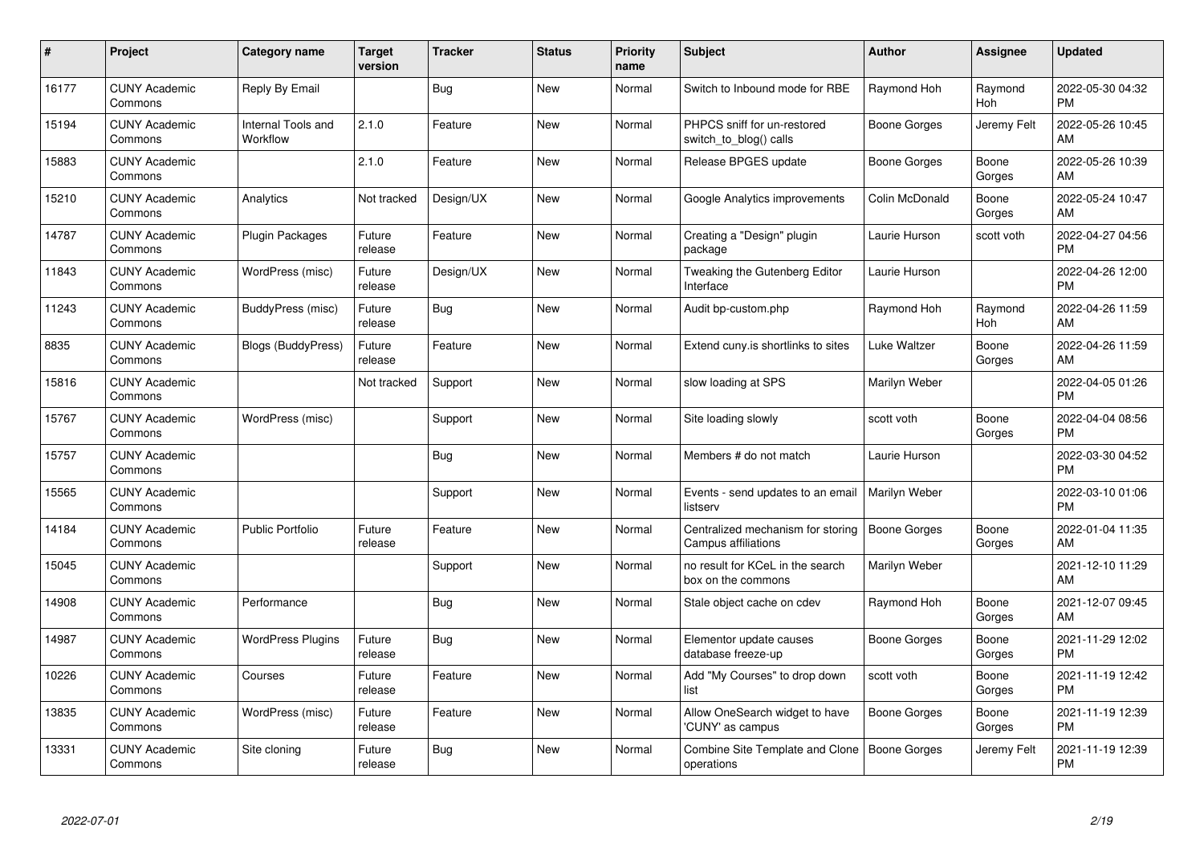| # | Project | Category name | Target version | Tracker | Status | Priority name | Subject | Author | Assignee | Updated |
|---|---|---|---|---|---|---|---|---|---|---|
| 16177 | CUNY Academic Commons | Reply By Email | | Bug | New | Normal | Switch to Inbound mode for RBE | Raymond Hoh | Raymond Hoh | 2022-05-30 04:32 PM |
| 15194 | CUNY Academic Commons | Internal Tools and Workflow | 2.1.0 | Feature | New | Normal | PHPCS sniff for un-restored switch_to_blog() calls | Boone Gorges | Jeremy Felt | 2022-05-26 10:45 AM |
| 15883 | CUNY Academic Commons | | 2.1.0 | Feature | New | Normal | Release BPGES update | Boone Gorges | Boone Gorges | 2022-05-26 10:39 AM |
| 15210 | CUNY Academic Commons | Analytics | Not tracked | Design/UX | New | Normal | Google Analytics improvements | Colin McDonald | Boone Gorges | 2022-05-24 10:47 AM |
| 14787 | CUNY Academic Commons | Plugin Packages | Future release | Feature | New | Normal | Creating a "Design" plugin package | Laurie Hurson | scott voth | 2022-04-27 04:56 PM |
| 11843 | CUNY Academic Commons | WordPress (misc) | Future release | Design/UX | New | Normal | Tweaking the Gutenberg Editor Interface | Laurie Hurson | | 2022-04-26 12:00 PM |
| 11243 | CUNY Academic Commons | BuddyPress (misc) | Future release | Bug | New | Normal | Audit bp-custom.php | Raymond Hoh | Raymond Hoh | 2022-04-26 11:59 AM |
| 8835 | CUNY Academic Commons | Blogs (BuddyPress) | Future release | Feature | New | Normal | Extend cuny.is shortlinks to sites | Luke Waltzer | Boone Gorges | 2022-04-26 11:59 AM |
| 15816 | CUNY Academic Commons | | Not tracked | Support | New | Normal | slow loading at SPS | Marilyn Weber | | 2022-04-05 01:26 PM |
| 15767 | CUNY Academic Commons | WordPress (misc) | | Support | New | Normal | Site loading slowly | scott voth | Boone Gorges | 2022-04-04 08:56 PM |
| 15757 | CUNY Academic Commons | | | Bug | New | Normal | Members # do not match | Laurie Hurson | | 2022-03-30 04:52 PM |
| 15565 | CUNY Academic Commons | | | Support | New | Normal | Events - send updates to an email listserv | Marilyn Weber | | 2022-03-10 01:06 PM |
| 14184 | CUNY Academic Commons | Public Portfolio | Future release | Feature | New | Normal | Centralized mechanism for storing Campus affiliations | Boone Gorges | Boone Gorges | 2022-01-04 11:35 AM |
| 15045 | CUNY Academic Commons | | | Support | New | Normal | no result for KCeL in the search box on the commons | Marilyn Weber | | 2021-12-10 11:29 AM |
| 14908 | CUNY Academic Commons | Performance | | Bug | New | Normal | Stale object cache on cdev | Raymond Hoh | Boone Gorges | 2021-12-07 09:45 AM |
| 14987 | CUNY Academic Commons | WordPress Plugins | Future release | Bug | New | Normal | Elementor update causes database freeze-up | Boone Gorges | Boone Gorges | 2021-11-29 12:02 PM |
| 10226 | CUNY Academic Commons | Courses | Future release | Feature | New | Normal | Add "My Courses" to drop down list | scott voth | Boone Gorges | 2021-11-19 12:42 PM |
| 13835 | CUNY Academic Commons | WordPress (misc) | Future release | Feature | New | Normal | Allow OneSearch widget to have 'CUNY' as campus | Boone Gorges | Boone Gorges | 2021-11-19 12:39 PM |
| 13331 | CUNY Academic Commons | Site cloning | Future release | Bug | New | Normal | Combine Site Template and Clone operations | Boone Gorges | Jeremy Felt | 2021-11-19 12:39 PM |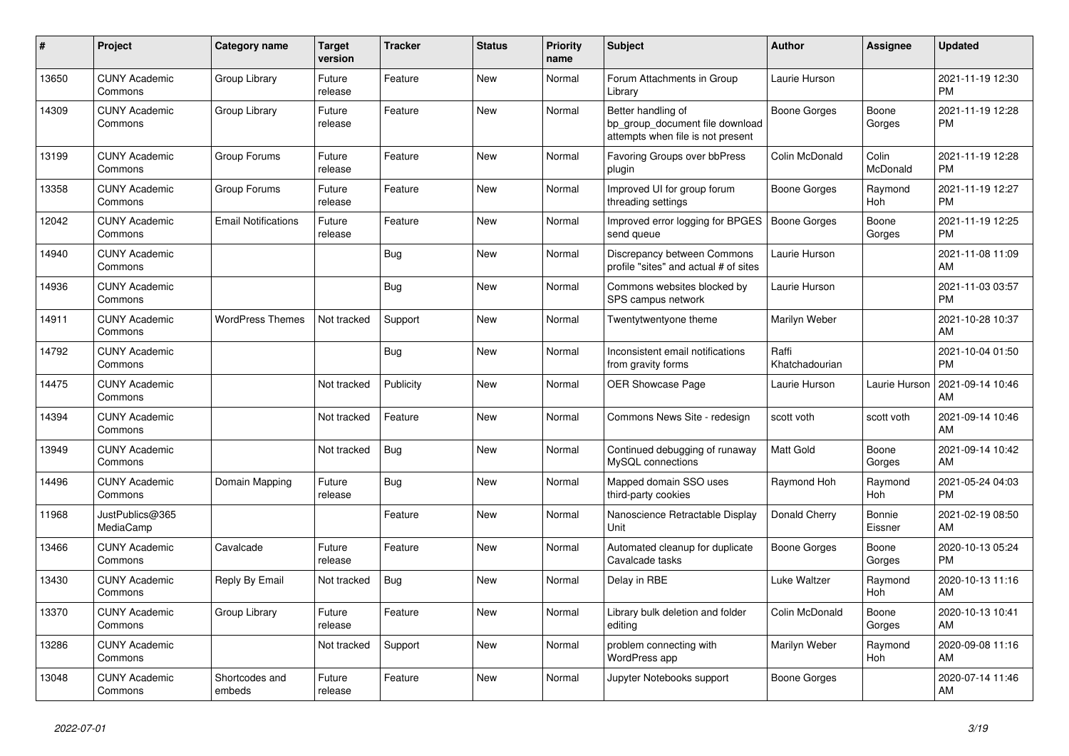| # | Project | Category name | Target version | Tracker | Status | Priority name | Subject | Author | Assignee | Updated |
|---|---|---|---|---|---|---|---|---|---|---|
| 13650 | CUNY Academic Commons | Group Library | Future release | Feature | New | Normal | Forum Attachments in Group Library | Laurie Hurson | | 2021-11-19 12:30 PM |
| 14309 | CUNY Academic Commons | Group Library | Future release | Feature | New | Normal | Better handling of bp_group_document file download attempts when file is not present | Boone Gorges | Boone Gorges | 2021-11-19 12:28 PM |
| 13199 | CUNY Academic Commons | Group Forums | Future release | Feature | New | Normal | Favoring Groups over bbPress plugin | Colin McDonald | Colin McDonald | 2021-11-19 12:28 PM |
| 13358 | CUNY Academic Commons | Group Forums | Future release | Feature | New | Normal | Improved UI for group forum threading settings | Boone Gorges | Raymond Hoh | 2021-11-19 12:27 PM |
| 12042 | CUNY Academic Commons | Email Notifications | Future release | Feature | New | Normal | Improved error logging for BPGES send queue | Boone Gorges | Boone Gorges | 2021-11-19 12:25 PM |
| 14940 | CUNY Academic Commons | | | Bug | New | Normal | Discrepancy between Commons profile "sites" and actual # of sites | Laurie Hurson | | 2021-11-08 11:09 AM |
| 14936 | CUNY Academic Commons | | | Bug | New | Normal | Commons websites blocked by SPS campus network | Laurie Hurson | | 2021-11-03 03:57 PM |
| 14911 | CUNY Academic Commons | WordPress Themes | Not tracked | Support | New | Normal | Twentytwentyone theme | Marilyn Weber | | 2021-10-28 10:37 AM |
| 14792 | CUNY Academic Commons | | | Bug | New | Normal | Inconsistent email notifications from gravity forms | Raffi Khatchadourian | | 2021-10-04 01:50 PM |
| 14475 | CUNY Academic Commons | | Not tracked | Publicity | New | Normal | OER Showcase Page | Laurie Hurson | Laurie Hurson | 2021-09-14 10:46 AM |
| 14394 | CUNY Academic Commons | | Not tracked | Feature | New | Normal | Commons News Site - redesign | scott voth | scott voth | 2021-09-14 10:46 AM |
| 13949 | CUNY Academic Commons | | Not tracked | Bug | New | Normal | Continued debugging of runaway MySQL connections | Matt Gold | Boone Gorges | 2021-09-14 10:42 AM |
| 14496 | CUNY Academic Commons | Domain Mapping | Future release | Bug | New | Normal | Mapped domain SSO uses third-party cookies | Raymond Hoh | Raymond Hoh | 2021-05-24 04:03 PM |
| 11968 | JustPublics@365 MediaCamp | | | Feature | New | Normal | Nanoscience Retractable Display Unit | Donald Cherry | Bonnie Eissner | 2021-02-19 08:50 AM |
| 13466 | CUNY Academic Commons | Cavalcade | Future release | Feature | New | Normal | Automated cleanup for duplicate Cavalcade tasks | Boone Gorges | Boone Gorges | 2020-10-13 05:24 PM |
| 13430 | CUNY Academic Commons | Reply By Email | Not tracked | Bug | New | Normal | Delay in RBE | Luke Waltzer | Raymond Hoh | 2020-10-13 11:16 AM |
| 13370 | CUNY Academic Commons | Group Library | Future release | Feature | New | Normal | Library bulk deletion and folder editing | Colin McDonald | Boone Gorges | 2020-10-13 10:41 AM |
| 13286 | CUNY Academic Commons | | Not tracked | Support | New | Normal | problem connecting with WordPress app | Marilyn Weber | Raymond Hoh | 2020-09-08 11:16 AM |
| 13048 | CUNY Academic Commons | Shortcodes and embeds | Future release | Feature | New | Normal | Jupyter Notebooks support | Boone Gorges | | 2020-07-14 11:46 AM |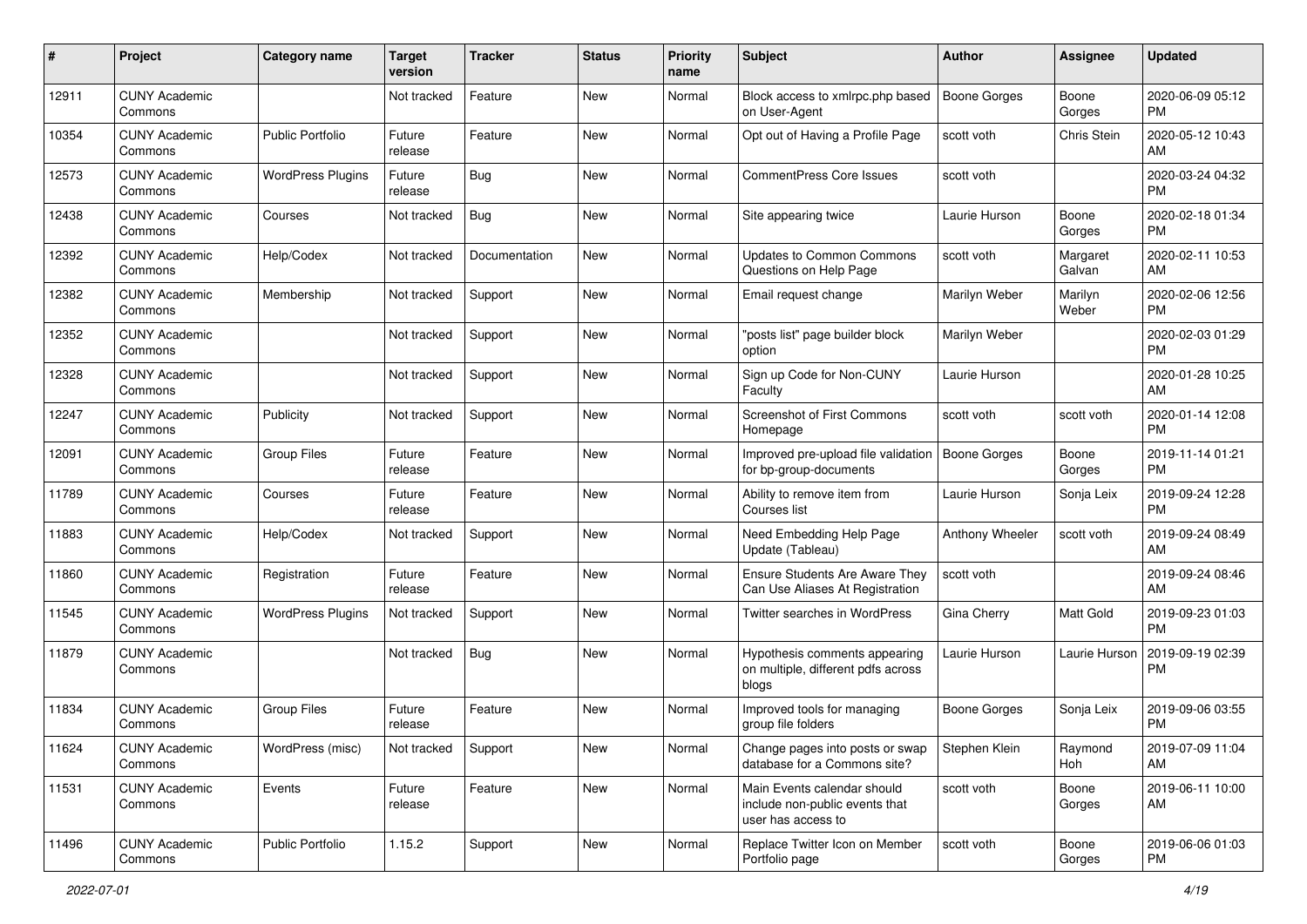| # | Project | Category name | Target version | Tracker | Status | Priority name | Subject | Author | Assignee | Updated |
|---|---|---|---|---|---|---|---|---|---|---|
| 12911 | CUNY Academic Commons | | Not tracked | Feature | New | Normal | Block access to xmlrpc.php based on User-Agent | Boone Gorges | Boone Gorges | 2020-06-09 05:12 PM |
| 10354 | CUNY Academic Commons | Public Portfolio | Future release | Feature | New | Normal | Opt out of Having a Profile Page | scott voth | Chris Stein | 2020-05-12 10:43 AM |
| 12573 | CUNY Academic Commons | WordPress Plugins | Future release | Bug | New | Normal | CommentPress Core Issues | scott voth | | 2020-03-24 04:32 PM |
| 12438 | CUNY Academic Commons | Courses | Not tracked | Bug | New | Normal | Site appearing twice | Laurie Hurson | Boone Gorges | 2020-02-18 01:34 PM |
| 12392 | CUNY Academic Commons | Help/Codex | Not tracked | Documentation | New | Normal | Updates to Common Commons Questions on Help Page | scott voth | Margaret Galvan | 2020-02-11 10:53 AM |
| 12382 | CUNY Academic Commons | Membership | Not tracked | Support | New | Normal | Email request change | Marilyn Weber | Marilyn Weber | 2020-02-06 12:56 PM |
| 12352 | CUNY Academic Commons | | Not tracked | Support | New | Normal | "posts list" page builder block option | Marilyn Weber | | 2020-02-03 01:29 PM |
| 12328 | CUNY Academic Commons | | Not tracked | Support | New | Normal | Sign up Code for Non-CUNY Faculty | Laurie Hurson | | 2020-01-28 10:25 AM |
| 12247 | CUNY Academic Commons | Publicity | Not tracked | Support | New | Normal | Screenshot of First Commons Homepage | scott voth | scott voth | 2020-01-14 12:08 PM |
| 12091 | CUNY Academic Commons | Group Files | Future release | Feature | New | Normal | Improved pre-upload file validation for bp-group-documents | Boone Gorges | Boone Gorges | 2019-11-14 01:21 PM |
| 11789 | CUNY Academic Commons | Courses | Future release | Feature | New | Normal | Ability to remove item from Courses list | Laurie Hurson | Sonja Leix | 2019-09-24 12:28 PM |
| 11883 | CUNY Academic Commons | Help/Codex | Not tracked | Support | New | Normal | Need Embedding Help Page Update (Tableau) | Anthony Wheeler | scott voth | 2019-09-24 08:49 AM |
| 11860 | CUNY Academic Commons | Registration | Future release | Feature | New | Normal | Ensure Students Are Aware They Can Use Aliases At Registration | scott voth | | 2019-09-24 08:46 AM |
| 11545 | CUNY Academic Commons | WordPress Plugins | Not tracked | Support | New | Normal | Twitter searches in WordPress | Gina Cherry | Matt Gold | 2019-09-23 01:03 PM |
| 11879 | CUNY Academic Commons | | Not tracked | Bug | New | Normal | Hypothesis comments appearing on multiple, different pdfs across blogs | Laurie Hurson | Laurie Hurson | 2019-09-19 02:39 PM |
| 11834 | CUNY Academic Commons | Group Files | Future release | Feature | New | Normal | Improved tools for managing group file folders | Boone Gorges | Sonja Leix | 2019-09-06 03:55 PM |
| 11624 | CUNY Academic Commons | WordPress (misc) | Not tracked | Support | New | Normal | Change pages into posts or swap database for a Commons site? | Stephen Klein | Raymond Hoh | 2019-07-09 11:04 AM |
| 11531 | CUNY Academic Commons | Events | Future release | Feature | New | Normal | Main Events calendar should include non-public events that user has access to | scott voth | Boone Gorges | 2019-06-11 10:00 AM |
| 11496 | CUNY Academic Commons | Public Portfolio | 1.15.2 | Support | New | Normal | Replace Twitter Icon on Member Portfolio page | scott voth | Boone Gorges | 2019-06-06 01:03 PM |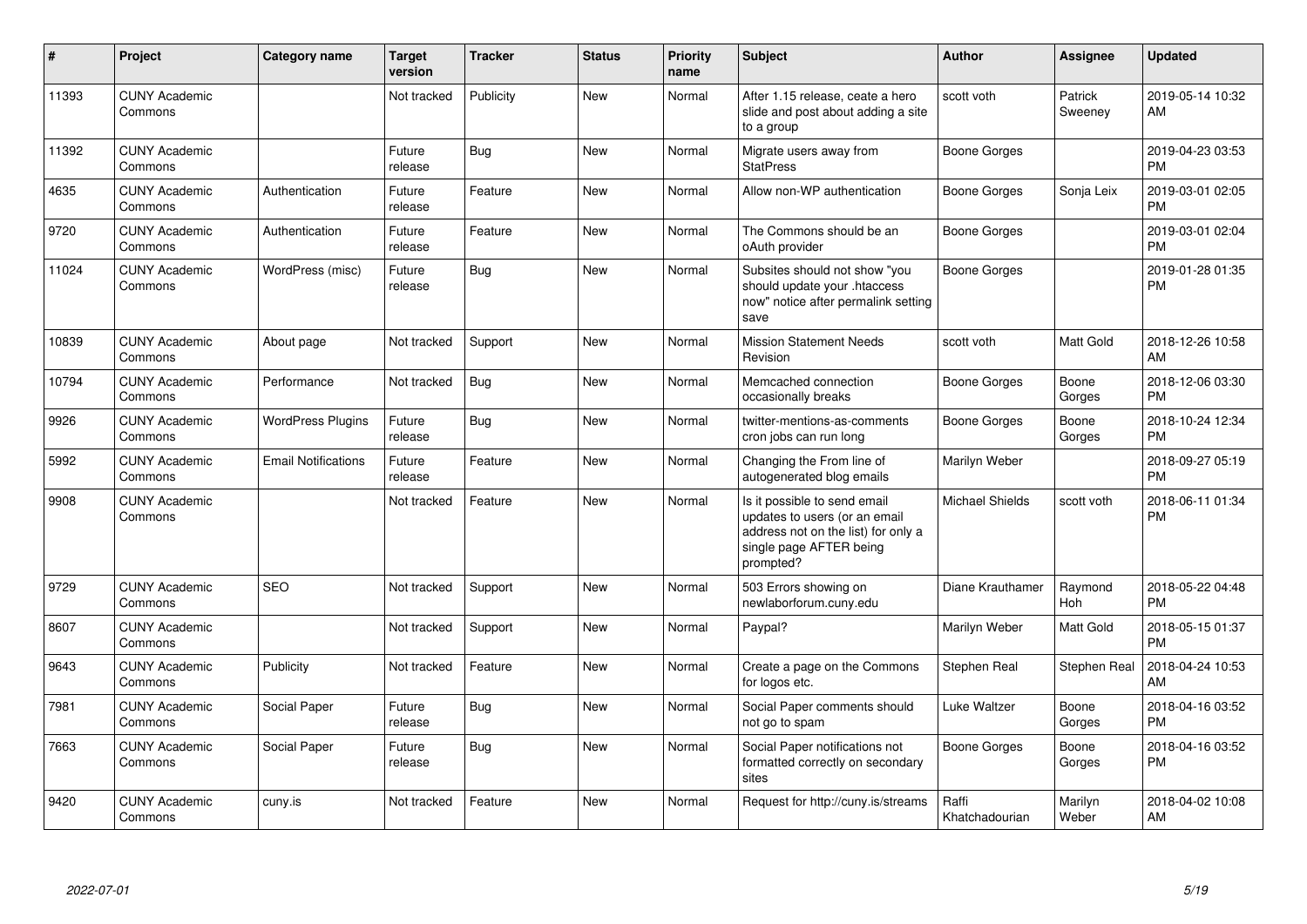| # | Project | Category name | Target version | Tracker | Status | Priority name | Subject | Author | Assignee | Updated |
|---|---|---|---|---|---|---|---|---|---|---|
| 11393 | CUNY Academic Commons | | Not tracked | Publicity | New | Normal | After 1.15 release, ceate a hero slide and post about adding a site to a group | scott voth | Patrick Sweeney | 2019-05-14 10:32 AM |
| 11392 | CUNY Academic Commons | | Future release | Bug | New | Normal | Migrate users away from StatPress | Boone Gorges | | 2019-04-23 03:53 PM |
| 4635 | CUNY Academic Commons | Authentication | Future release | Feature | New | Normal | Allow non-WP authentication | Boone Gorges | Sonja Leix | 2019-03-01 02:05 PM |
| 9720 | CUNY Academic Commons | Authentication | Future release | Feature | New | Normal | The Commons should be an oAuth provider | Boone Gorges | | 2019-03-01 02:04 PM |
| 11024 | CUNY Academic Commons | WordPress (misc) | Future release | Bug | New | Normal | Subsites should not show "you should update your .htaccess now" notice after permalink setting save | Boone Gorges | | 2019-01-28 01:35 PM |
| 10839 | CUNY Academic Commons | About page | Not tracked | Support | New | Normal | Mission Statement Needs Revision | scott voth | Matt Gold | 2018-12-26 10:58 AM |
| 10794 | CUNY Academic Commons | Performance | Not tracked | Bug | New | Normal | Memcached connection occasionally breaks | Boone Gorges | Boone Gorges | 2018-12-06 03:30 PM |
| 9926 | CUNY Academic Commons | WordPress Plugins | Future release | Bug | New | Normal | twitter-mentions-as-comments cron jobs can run long | Boone Gorges | Boone Gorges | 2018-10-24 12:34 PM |
| 5992 | CUNY Academic Commons | Email Notifications | Future release | Feature | New | Normal | Changing the From line of autogenerated blog emails | Marilyn Weber | | 2018-09-27 05:19 PM |
| 9908 | CUNY Academic Commons | | Not tracked | Feature | New | Normal | Is it possible to send email updates to users (or an email address not on the list) for only a single page AFTER being prompted? | Michael Shields | scott voth | 2018-06-11 01:34 PM |
| 9729 | CUNY Academic Commons | SEO | Not tracked | Support | New | Normal | 503 Errors showing on newlaborforum.cuny.edu | Diane Krauthamer | Raymond Hoh | 2018-05-22 04:48 PM |
| 8607 | CUNY Academic Commons | | Not tracked | Support | New | Normal | Paypal? | Marilyn Weber | Matt Gold | 2018-05-15 01:37 PM |
| 9643 | CUNY Academic Commons | Publicity | Not tracked | Feature | New | Normal | Create a page on the Commons for logos etc. | Stephen Real | Stephen Real | 2018-04-24 10:53 AM |
| 7981 | CUNY Academic Commons | Social Paper | Future release | Bug | New | Normal | Social Paper comments should not go to spam | Luke Waltzer | Boone Gorges | 2018-04-16 03:52 PM |
| 7663 | CUNY Academic Commons | Social Paper | Future release | Bug | New | Normal | Social Paper notifications not formatted correctly on secondary sites | Boone Gorges | Boone Gorges | 2018-04-16 03:52 PM |
| 9420 | CUNY Academic Commons | cuny.is | Not tracked | Feature | New | Normal | Request for http://cuny.is/streams | Raffi Khatchadourian | Marilyn Weber | 2018-04-02 10:08 AM |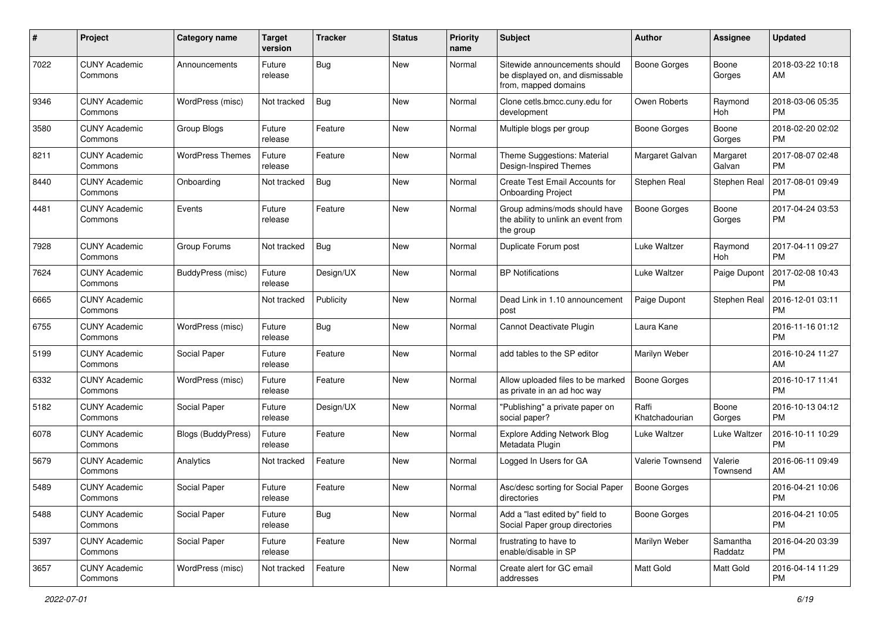| # | Project | Category name | Target version | Tracker | Status | Priority name | Subject | Author | Assignee | Updated |
|---|---|---|---|---|---|---|---|---|---|---|
| 7022 | CUNY Academic Commons | Announcements | Future release | Bug | New | Normal | Sitewide announcements should be displayed on, and dismissable from, mapped domains | Boone Gorges | Boone Gorges | 2018-03-22 10:18 AM |
| 9346 | CUNY Academic Commons | WordPress (misc) | Not tracked | Bug | New | Normal | Clone cetls.bmcc.cuny.edu for development | Owen Roberts | Raymond Hoh | 2018-03-06 05:35 PM |
| 3580 | CUNY Academic Commons | Group Blogs | Future release | Feature | New | Normal | Multiple blogs per group | Boone Gorges | Boone Gorges | 2018-02-20 02:02 PM |
| 8211 | CUNY Academic Commons | WordPress Themes | Future release | Feature | New | Normal | Theme Suggestions: Material Design-Inspired Themes | Margaret Galvan | Margaret Galvan | 2017-08-07 02:48 PM |
| 8440 | CUNY Academic Commons | Onboarding | Not tracked | Bug | New | Normal | Create Test Email Accounts for Onboarding Project | Stephen Real | Stephen Real | 2017-08-01 09:49 PM |
| 4481 | CUNY Academic Commons | Events | Future release | Feature | New | Normal | Group admins/mods should have the ability to unlink an event from the group | Boone Gorges | Boone Gorges | 2017-04-24 03:53 PM |
| 7928 | CUNY Academic Commons | Group Forums | Not tracked | Bug | New | Normal | Duplicate Forum post | Luke Waltzer | Raymond Hoh | 2017-04-11 09:27 PM |
| 7624 | CUNY Academic Commons | BuddyPress (misc) | Future release | Design/UX | New | Normal | BP Notifications | Luke Waltzer | Paige Dupont | 2017-02-08 10:43 PM |
| 6665 | CUNY Academic Commons | | Not tracked | Publicity | New | Normal | Dead Link in 1.10 announcement post | Paige Dupont | Stephen Real | 2016-12-01 03:11 PM |
| 6755 | CUNY Academic Commons | WordPress (misc) | Future release | Bug | New | Normal | Cannot Deactivate Plugin | Laura Kane | | 2016-11-16 01:12 PM |
| 5199 | CUNY Academic Commons | Social Paper | Future release | Feature | New | Normal | add tables to the SP editor | Marilyn Weber | | 2016-10-24 11:27 AM |
| 6332 | CUNY Academic Commons | WordPress (misc) | Future release | Feature | New | Normal | Allow uploaded files to be marked as private in an ad hoc way | Boone Gorges | | 2016-10-17 11:41 PM |
| 5182 | CUNY Academic Commons | Social Paper | Future release | Design/UX | New | Normal | "Publishing" a private paper on social paper? | Raffi Khatchadourian | Boone Gorges | 2016-10-13 04:12 PM |
| 6078 | CUNY Academic Commons | Blogs (BuddyPress) | Future release | Feature | New | Normal | Explore Adding Network Blog Metadata Plugin | Luke Waltzer | Luke Waltzer | 2016-10-11 10:29 PM |
| 5679 | CUNY Academic Commons | Analytics | Not tracked | Feature | New | Normal | Logged In Users for GA | Valerie Townsend | Valerie Townsend | 2016-06-11 09:49 AM |
| 5489 | CUNY Academic Commons | Social Paper | Future release | Feature | New | Normal | Asc/desc sorting for Social Paper directories | Boone Gorges | | 2016-04-21 10:06 PM |
| 5488 | CUNY Academic Commons | Social Paper | Future release | Bug | New | Normal | Add a "last edited by" field to Social Paper group directories | Boone Gorges | | 2016-04-21 10:05 PM |
| 5397 | CUNY Academic Commons | Social Paper | Future release | Feature | New | Normal | frustrating to have to enable/disable in SP | Marilyn Weber | Samantha Raddatz | 2016-04-20 03:39 PM |
| 3657 | CUNY Academic Commons | WordPress (misc) | Not tracked | Feature | New | Normal | Create alert for GC email addresses | Matt Gold | Matt Gold | 2016-04-14 11:29 PM |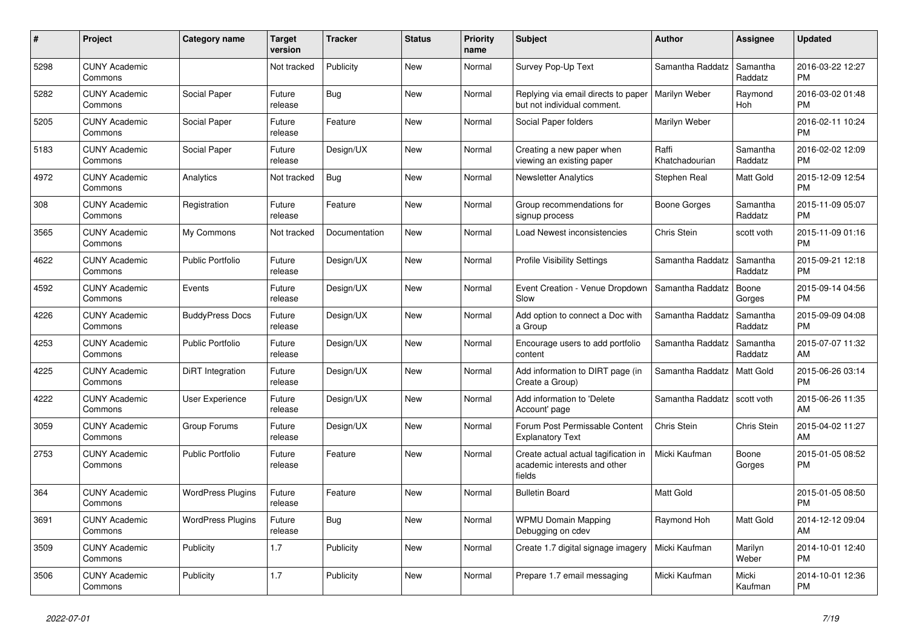| # | Project | Category name | Target version | Tracker | Status | Priority name | Subject | Author | Assignee | Updated |
|---|---|---|---|---|---|---|---|---|---|---|
| 5298 | CUNY Academic Commons | | Not tracked | Publicity | New | Normal | Survey Pop-Up Text | Samantha Raddatz | Samantha Raddatz | 2016-03-22 12:27 PM |
| 5282 | CUNY Academic Commons | Social Paper | Future release | Bug | New | Normal | Replying via email directs to paper but not individual comment. | Marilyn Weber | Raymond Hoh | 2016-03-02 01:48 PM |
| 5205 | CUNY Academic Commons | Social Paper | Future release | Feature | New | Normal | Social Paper folders | Marilyn Weber | | 2016-02-11 10:24 PM |
| 5183 | CUNY Academic Commons | Social Paper | Future release | Design/UX | New | Normal | Creating a new paper when viewing an existing paper | Raffi Khatchadourian | Samantha Raddatz | 2016-02-02 12:09 PM |
| 4972 | CUNY Academic Commons | Analytics | Not tracked | Bug | New | Normal | Newsletter Analytics | Stephen Real | Matt Gold | 2015-12-09 12:54 PM |
| 308 | CUNY Academic Commons | Registration | Future release | Feature | New | Normal | Group recommendations for signup process | Boone Gorges | Samantha Raddatz | 2015-11-09 05:07 PM |
| 3565 | CUNY Academic Commons | My Commons | Not tracked | Documentation | New | Normal | Load Newest inconsistencies | Chris Stein | scott voth | 2015-11-09 01:16 PM |
| 4622 | CUNY Academic Commons | Public Portfolio | Future release | Design/UX | New | Normal | Profile Visibility Settings | Samantha Raddatz | Samantha Raddatz | 2015-09-21 12:18 PM |
| 4592 | CUNY Academic Commons | Events | Future release | Design/UX | New | Normal | Event Creation - Venue Dropdown Slow | Samantha Raddatz | Boone Gorges | 2015-09-14 04:56 PM |
| 4226 | CUNY Academic Commons | BuddyPress Docs | Future release | Design/UX | New | Normal | Add option to connect a Doc with a Group | Samantha Raddatz | Samantha Raddatz | 2015-09-09 04:08 PM |
| 4253 | CUNY Academic Commons | Public Portfolio | Future release | Design/UX | New | Normal | Encourage users to add portfolio content | Samantha Raddatz | Samantha Raddatz | 2015-07-07 11:32 AM |
| 4225 | CUNY Academic Commons | DiRT Integration | Future release | Design/UX | New | Normal | Add information to DIRT page (in Create a Group) | Samantha Raddatz | Matt Gold | 2015-06-26 03:14 PM |
| 4222 | CUNY Academic Commons | User Experience | Future release | Design/UX | New | Normal | Add information to 'Delete Account' page | Samantha Raddatz | scott voth | 2015-06-26 11:35 AM |
| 3059 | CUNY Academic Commons | Group Forums | Future release | Design/UX | New | Normal | Forum Post Permissable Content Explanatory Text | Chris Stein | Chris Stein | 2015-04-02 11:27 AM |
| 2753 | CUNY Academic Commons | Public Portfolio | Future release | Feature | New | Normal | Create actual actual tagification in academic interests and other fields | Micki Kaufman | Boone Gorges | 2015-01-05 08:52 PM |
| 364 | CUNY Academic Commons | WordPress Plugins | Future release | Feature | New | Normal | Bulletin Board | Matt Gold | | 2015-01-05 08:50 PM |
| 3691 | CUNY Academic Commons | WordPress Plugins | Future release | Bug | New | Normal | WPMU Domain Mapping Debugging on cdev | Raymond Hoh | Matt Gold | 2014-12-12 09:04 AM |
| 3509 | CUNY Academic Commons | Publicity | 1.7 | Publicity | New | Normal | Create 1.7 digital signage imagery | Micki Kaufman | Marilyn Weber | 2014-10-01 12:40 PM |
| 3506 | CUNY Academic Commons | Publicity | 1.7 | Publicity | New | Normal | Prepare 1.7 email messaging | Micki Kaufman | Micki Kaufman | 2014-10-01 12:36 PM |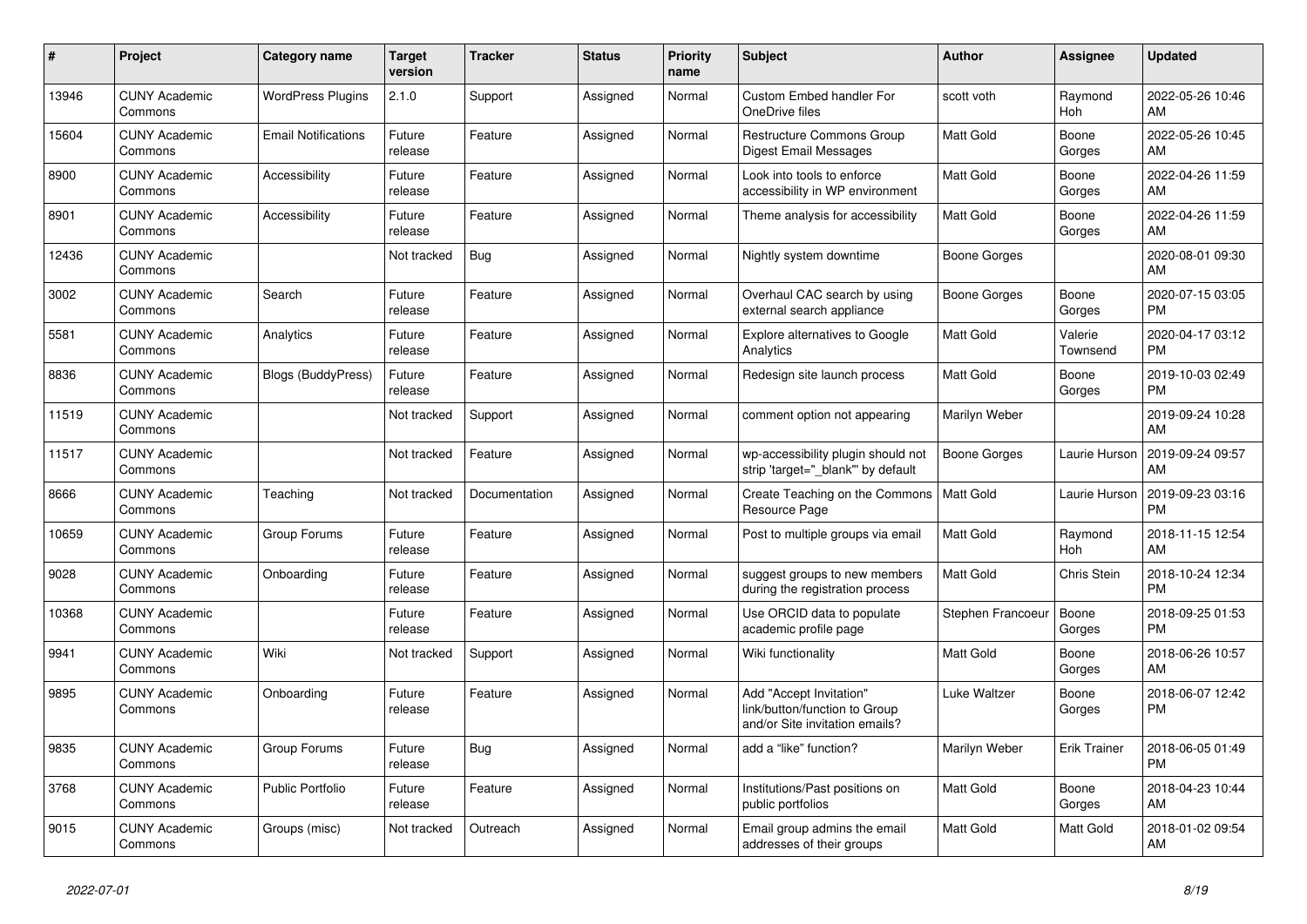| # | Project | Category name | Target version | Tracker | Status | Priority name | Subject | Author | Assignee | Updated |
|---|---|---|---|---|---|---|---|---|---|---|
| 13946 | CUNY Academic Commons | WordPress Plugins | 2.1.0 | Support | Assigned | Normal | Custom Embed handler For OneDrive files | scott voth | Raymond Hoh | 2022-05-26 10:46 AM |
| 15604 | CUNY Academic Commons | Email Notifications | Future release | Feature | Assigned | Normal | Restructure Commons Group Digest Email Messages | Matt Gold | Boone Gorges | 2022-05-26 10:45 AM |
| 8900 | CUNY Academic Commons | Accessibility | Future release | Feature | Assigned | Normal | Look into tools to enforce accessibility in WP environment | Matt Gold | Boone Gorges | 2022-04-26 11:59 AM |
| 8901 | CUNY Academic Commons | Accessibility | Future release | Feature | Assigned | Normal | Theme analysis for accessibility | Matt Gold | Boone Gorges | 2022-04-26 11:59 AM |
| 12436 | CUNY Academic Commons | | Not tracked | Bug | Assigned | Normal | Nightly system downtime | Boone Gorges | | 2020-08-01 09:30 AM |
| 3002 | CUNY Academic Commons | Search | Future release | Feature | Assigned | Normal | Overhaul CAC search by using external search appliance | Boone Gorges | Boone Gorges | 2020-07-15 03:05 PM |
| 5581 | CUNY Academic Commons | Analytics | Future release | Feature | Assigned | Normal | Explore alternatives to Google Analytics | Matt Gold | Valerie Townsend | 2020-04-17 03:12 PM |
| 8836 | CUNY Academic Commons | Blogs (BuddyPress) | Future release | Feature | Assigned | Normal | Redesign site launch process | Matt Gold | Boone Gorges | 2019-10-03 02:49 PM |
| 11519 | CUNY Academic Commons | | Not tracked | Support | Assigned | Normal | comment option not appearing | Marilyn Weber | | 2019-09-24 10:28 AM |
| 11517 | CUNY Academic Commons | | Not tracked | Feature | Assigned | Normal | wp-accessibility plugin should not strip 'target="_blank"' by default | Boone Gorges | Laurie Hurson | 2019-09-24 09:57 AM |
| 8666 | CUNY Academic Commons | Teaching | Not tracked | Documentation | Assigned | Normal | Create Teaching on the Commons Resource Page | Matt Gold | Laurie Hurson | 2019-09-23 03:16 PM |
| 10659 | CUNY Academic Commons | Group Forums | Future release | Feature | Assigned | Normal | Post to multiple groups via email | Matt Gold | Raymond Hoh | 2018-11-15 12:54 AM |
| 9028 | CUNY Academic Commons | Onboarding | Future release | Feature | Assigned | Normal | suggest groups to new members during the registration process | Matt Gold | Chris Stein | 2018-10-24 12:34 PM |
| 10368 | CUNY Academic Commons | | Future release | Feature | Assigned | Normal | Use ORCID data to populate academic profile page | Stephen Francoeur | Boone Gorges | 2018-09-25 01:53 PM |
| 9941 | CUNY Academic Commons | Wiki | Not tracked | Support | Assigned | Normal | Wiki functionality | Matt Gold | Boone Gorges | 2018-06-26 10:57 AM |
| 9895 | CUNY Academic Commons | Onboarding | Future release | Feature | Assigned | Normal | Add "Accept Invitation" link/button/function to Group and/or Site invitation emails? | Luke Waltzer | Boone Gorges | 2018-06-07 12:42 PM |
| 9835 | CUNY Academic Commons | Group Forums | Future release | Bug | Assigned | Normal | add a "like" function? | Marilyn Weber | Erik Trainer | 2018-06-05 01:49 PM |
| 3768 | CUNY Academic Commons | Public Portfolio | Future release | Feature | Assigned | Normal | Institutions/Past positions on public portfolios | Matt Gold | Boone Gorges | 2018-04-23 10:44 AM |
| 9015 | CUNY Academic Commons | Groups (misc) | Not tracked | Outreach | Assigned | Normal | Email group admins the email addresses of their groups | Matt Gold | Matt Gold | 2018-01-02 09:54 AM |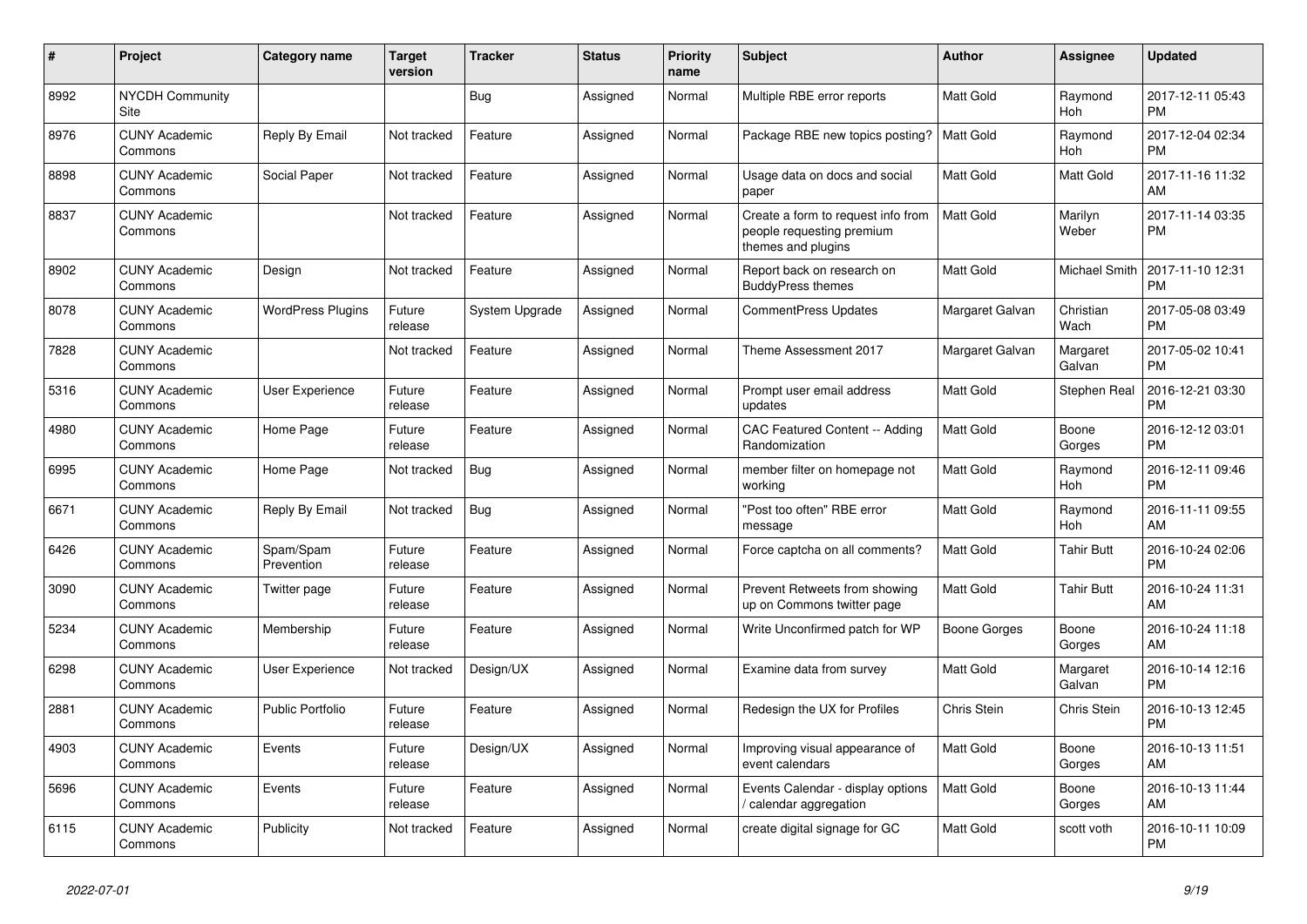| # | Project | Category name | Target version | Tracker | Status | Priority name | Subject | Author | Assignee | Updated |
|---|---|---|---|---|---|---|---|---|---|---|
| 8992 | NYCDH Community Site | | | Bug | Assigned | Normal | Multiple RBE error reports | Matt Gold | Raymond Hoh | 2017-12-11 05:43 PM |
| 8976 | CUNY Academic Commons | Reply By Email | Not tracked | Feature | Assigned | Normal | Package RBE new topics posting? | Matt Gold | Raymond Hoh | 2017-12-04 02:34 PM |
| 8898 | CUNY Academic Commons | Social Paper | Not tracked | Feature | Assigned | Normal | Usage data on docs and social paper | Matt Gold | Matt Gold | 2017-11-16 11:32 AM |
| 8837 | CUNY Academic Commons | | Not tracked | Feature | Assigned | Normal | Create a form to request info from people requesting premium themes and plugins | Matt Gold | Marilyn Weber | 2017-11-14 03:35 PM |
| 8902 | CUNY Academic Commons | Design | Not tracked | Feature | Assigned | Normal | Report back on research on BuddyPress themes | Matt Gold | Michael Smith | 2017-11-10 12:31 PM |
| 8078 | CUNY Academic Commons | WordPress Plugins | Future release | System Upgrade | Assigned | Normal | CommentPress Updates | Margaret Galvan | Christian Wach | 2017-05-08 03:49 PM |
| 7828 | CUNY Academic Commons | | Not tracked | Feature | Assigned | Normal | Theme Assessment 2017 | Margaret Galvan | Margaret Galvan | 2017-05-02 10:41 PM |
| 5316 | CUNY Academic Commons | User Experience | Future release | Feature | Assigned | Normal | Prompt user email address updates | Matt Gold | Stephen Real | 2016-12-21 03:30 PM |
| 4980 | CUNY Academic Commons | Home Page | Future release | Feature | Assigned | Normal | CAC Featured Content -- Adding Randomization | Matt Gold | Boone Gorges | 2016-12-12 03:01 PM |
| 6995 | CUNY Academic Commons | Home Page | Not tracked | Bug | Assigned | Normal | member filter on homepage not working | Matt Gold | Raymond Hoh | 2016-12-11 09:46 PM |
| 6671 | CUNY Academic Commons | Reply By Email | Not tracked | Bug | Assigned | Normal | "Post too often" RBE error message | Matt Gold | Raymond Hoh | 2016-11-11 09:55 AM |
| 6426 | CUNY Academic Commons | Spam/Spam Prevention | Future release | Feature | Assigned | Normal | Force captcha on all comments? | Matt Gold | Tahir Butt | 2016-10-24 02:06 PM |
| 3090 | CUNY Academic Commons | Twitter page | Future release | Feature | Assigned | Normal | Prevent Retweets from showing up on Commons twitter page | Matt Gold | Tahir Butt | 2016-10-24 11:31 AM |
| 5234 | CUNY Academic Commons | Membership | Future release | Feature | Assigned | Normal | Write Unconfirmed patch for WP | Boone Gorges | Boone Gorges | 2016-10-24 11:18 AM |
| 6298 | CUNY Academic Commons | User Experience | Not tracked | Design/UX | Assigned | Normal | Examine data from survey | Matt Gold | Margaret Galvan | 2016-10-14 12:16 PM |
| 2881 | CUNY Academic Commons | Public Portfolio | Future release | Feature | Assigned | Normal | Redesign the UX for Profiles | Chris Stein | Chris Stein | 2016-10-13 12:45 PM |
| 4903 | CUNY Academic Commons | Events | Future release | Design/UX | Assigned | Normal | Improving visual appearance of event calendars | Matt Gold | Boone Gorges | 2016-10-13 11:51 AM |
| 5696 | CUNY Academic Commons | Events | Future release | Feature | Assigned | Normal | Events Calendar - display options / calendar aggregation | Matt Gold | Boone Gorges | 2016-10-13 11:44 AM |
| 6115 | CUNY Academic Commons | Publicity | Not tracked | Feature | Assigned | Normal | create digital signage for GC | Matt Gold | scott voth | 2016-10-11 10:09 PM |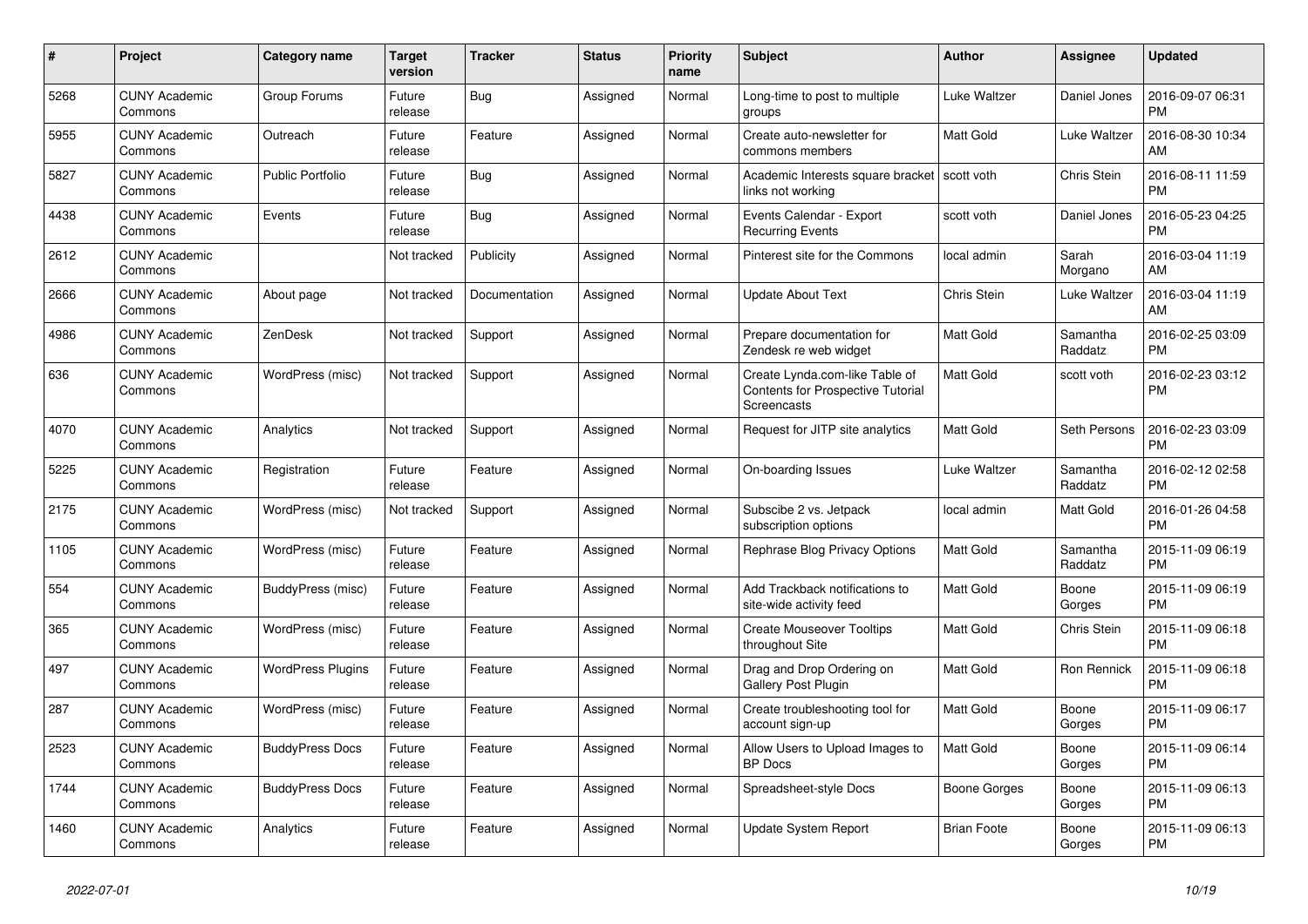| # | Project | Category name | Target version | Tracker | Status | Priority name | Subject | Author | Assignee | Updated |
|---|---|---|---|---|---|---|---|---|---|---|
| 5268 | CUNY Academic Commons | Group Forums | Future release | Bug | Assigned | Normal | Long-time to post to multiple groups | Luke Waltzer | Daniel Jones | 2016-09-07 06:31 PM |
| 5955 | CUNY Academic Commons | Outreach | Future release | Feature | Assigned | Normal | Create auto-newsletter for commons members | Matt Gold | Luke Waltzer | 2016-08-30 10:34 AM |
| 5827 | CUNY Academic Commons | Public Portfolio | Future release | Bug | Assigned | Normal | Academic Interests square bracket links not working | scott voth | Chris Stein | 2016-08-11 11:59 PM |
| 4438 | CUNY Academic Commons | Events | Future release | Bug | Assigned | Normal | Events Calendar - Export Recurring Events | scott voth | Daniel Jones | 2016-05-23 04:25 PM |
| 2612 | CUNY Academic Commons | | Not tracked | Publicity | Assigned | Normal | Pinterest site for the Commons | local admin | Sarah Morgano | 2016-03-04 11:19 AM |
| 2666 | CUNY Academic Commons | About page | Not tracked | Documentation | Assigned | Normal | Update About Text | Chris Stein | Luke Waltzer | 2016-03-04 11:19 AM |
| 4986 | CUNY Academic Commons | ZenDesk | Not tracked | Support | Assigned | Normal | Prepare documentation for Zendesk re web widget | Matt Gold | Samantha Raddatz | 2016-02-25 03:09 PM |
| 636 | CUNY Academic Commons | WordPress (misc) | Not tracked | Support | Assigned | Normal | Create Lynda.com-like Table of Contents for Prospective Tutorial Screencasts | Matt Gold | scott voth | 2016-02-23 03:12 PM |
| 4070 | CUNY Academic Commons | Analytics | Not tracked | Support | Assigned | Normal | Request for JITP site analytics | Matt Gold | Seth Persons | 2016-02-23 03:09 PM |
| 5225 | CUNY Academic Commons | Registration | Future release | Feature | Assigned | Normal | On-boarding Issues | Luke Waltzer | Samantha Raddatz | 2016-02-12 02:58 PM |
| 2175 | CUNY Academic Commons | WordPress (misc) | Not tracked | Support | Assigned | Normal | Subscibe 2 vs. Jetpack subscription options | local admin | Matt Gold | 2016-01-26 04:58 PM |
| 1105 | CUNY Academic Commons | WordPress (misc) | Future release | Feature | Assigned | Normal | Rephrase Blog Privacy Options | Matt Gold | Samantha Raddatz | 2015-11-09 06:19 PM |
| 554 | CUNY Academic Commons | BuddyPress (misc) | Future release | Feature | Assigned | Normal | Add Trackback notifications to site-wide activity feed | Matt Gold | Boone Gorges | 2015-11-09 06:19 PM |
| 365 | CUNY Academic Commons | WordPress (misc) | Future release | Feature | Assigned | Normal | Create Mouseover Tooltips throughout Site | Matt Gold | Chris Stein | 2015-11-09 06:18 PM |
| 497 | CUNY Academic Commons | WordPress Plugins | Future release | Feature | Assigned | Normal | Drag and Drop Ordering on Gallery Post Plugin | Matt Gold | Ron Rennick | 2015-11-09 06:18 PM |
| 287 | CUNY Academic Commons | WordPress (misc) | Future release | Feature | Assigned | Normal | Create troubleshooting tool for account sign-up | Matt Gold | Boone Gorges | 2015-11-09 06:17 PM |
| 2523 | CUNY Academic Commons | BuddyPress Docs | Future release | Feature | Assigned | Normal | Allow Users to Upload Images to BP Docs | Matt Gold | Boone Gorges | 2015-11-09 06:14 PM |
| 1744 | CUNY Academic Commons | BuddyPress Docs | Future release | Feature | Assigned | Normal | Spreadsheet-style Docs | Boone Gorges | Boone Gorges | 2015-11-09 06:13 PM |
| 1460 | CUNY Academic Commons | Analytics | Future release | Feature | Assigned | Normal | Update System Report | Brian Foote | Boone Gorges | 2015-11-09 06:13 PM |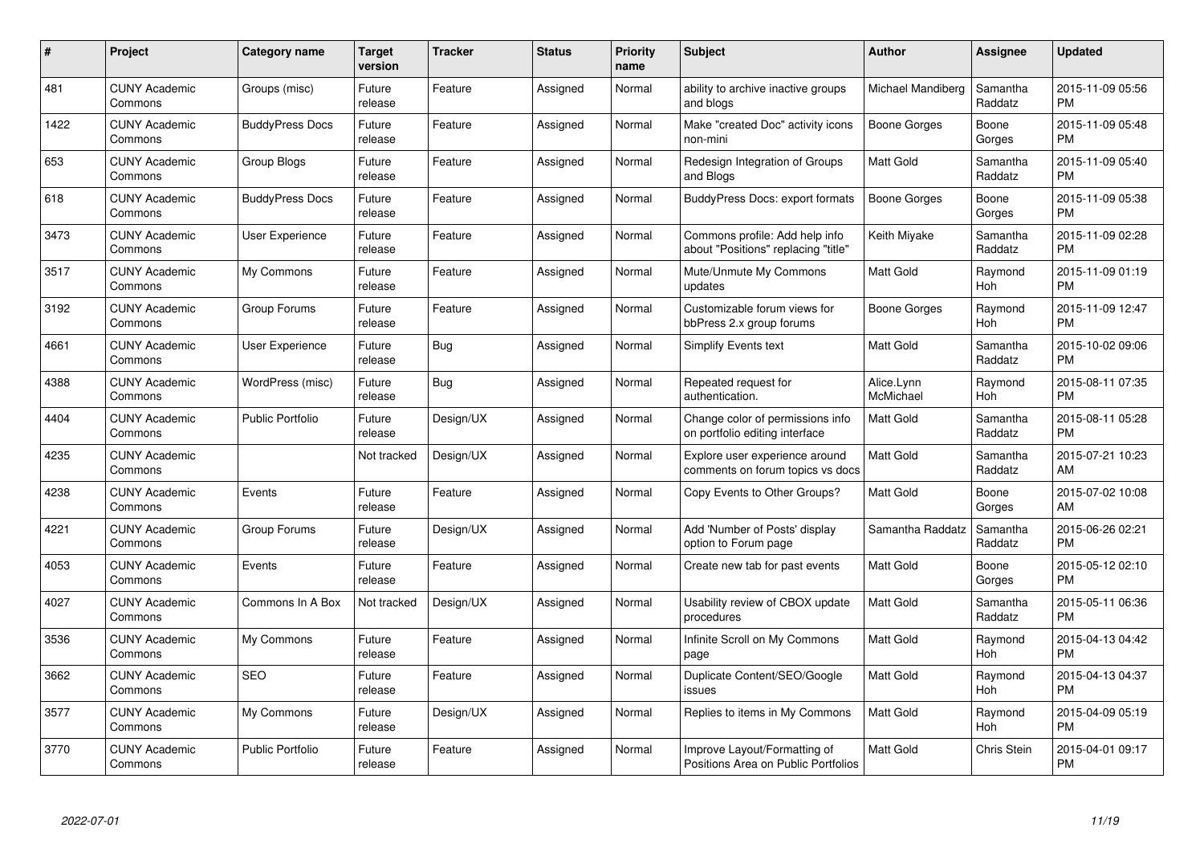| # | Project | Category name | Target version | Tracker | Status | Priority name | Subject | Author | Assignee | Updated |
|---|---|---|---|---|---|---|---|---|---|---|
| 481 | CUNY Academic Commons | Groups (misc) | Future release | Feature | Assigned | Normal | ability to archive inactive groups and blogs | Michael Mandiberg | Samantha Raddatz | 2015-11-09 05:56 PM |
| 1422 | CUNY Academic Commons | BuddyPress Docs | Future release | Feature | Assigned | Normal | Make "created Doc" activity icons non-mini | Boone Gorges | Boone Gorges | 2015-11-09 05:48 PM |
| 653 | CUNY Academic Commons | Group Blogs | Future release | Feature | Assigned | Normal | Redesign Integration of Groups and Blogs | Matt Gold | Samantha Raddatz | 2015-11-09 05:40 PM |
| 618 | CUNY Academic Commons | BuddyPress Docs | Future release | Feature | Assigned | Normal | BuddyPress Docs: export formats | Boone Gorges | Boone Gorges | 2015-11-09 05:38 PM |
| 3473 | CUNY Academic Commons | User Experience | Future release | Feature | Assigned | Normal | Commons profile: Add help info about "Positions" replacing "title" | Keith Miyake | Samantha Raddatz | 2015-11-09 02:28 PM |
| 3517 | CUNY Academic Commons | My Commons | Future release | Feature | Assigned | Normal | Mute/Unmute My Commons updates | Matt Gold | Raymond Hoh | 2015-11-09 01:19 PM |
| 3192 | CUNY Academic Commons | Group Forums | Future release | Feature | Assigned | Normal | Customizable forum views for bbPress 2.x group forums | Boone Gorges | Raymond Hoh | 2015-11-09 12:47 PM |
| 4661 | CUNY Academic Commons | User Experience | Future release | Bug | Assigned | Normal | Simplify Events text | Matt Gold | Samantha Raddatz | 2015-10-02 09:06 PM |
| 4388 | CUNY Academic Commons | WordPress (misc) | Future release | Bug | Assigned | Normal | Repeated request for authentication. | Alice.Lynn McMichael | Raymond Hoh | 2015-08-11 07:35 PM |
| 4404 | CUNY Academic Commons | Public Portfolio | Future release | Design/UX | Assigned | Normal | Change color of permissions info on portfolio editing interface | Matt Gold | Samantha Raddatz | 2015-08-11 05:28 PM |
| 4235 | CUNY Academic Commons | | Not tracked | Design/UX | Assigned | Normal | Explore user experience around comments on forum topics vs docs | Matt Gold | Samantha Raddatz | 2015-07-21 10:23 AM |
| 4238 | CUNY Academic Commons | Events | Future release | Feature | Assigned | Normal | Copy Events to Other Groups? | Matt Gold | Boone Gorges | 2015-07-02 10:08 AM |
| 4221 | CUNY Academic Commons | Group Forums | Future release | Design/UX | Assigned | Normal | Add 'Number of Posts' display option to Forum page | Samantha Raddatz | Samantha Raddatz | 2015-06-26 02:21 PM |
| 4053 | CUNY Academic Commons | Events | Future release | Feature | Assigned | Normal | Create new tab for past events | Matt Gold | Boone Gorges | 2015-05-12 02:10 PM |
| 4027 | CUNY Academic Commons | Commons In A Box | Not tracked | Design/UX | Assigned | Normal | Usability review of CBOX update procedures | Matt Gold | Samantha Raddatz | 2015-05-11 06:36 PM |
| 3536 | CUNY Academic Commons | My Commons | Future release | Feature | Assigned | Normal | Infinite Scroll on My Commons page | Matt Gold | Raymond Hoh | 2015-04-13 04:42 PM |
| 3662 | CUNY Academic Commons | SEO | Future release | Feature | Assigned | Normal | Duplicate Content/SEO/Google issues | Matt Gold | Raymond Hoh | 2015-04-13 04:37 PM |
| 3577 | CUNY Academic Commons | My Commons | Future release | Design/UX | Assigned | Normal | Replies to items in My Commons | Matt Gold | Raymond Hoh | 2015-04-09 05:19 PM |
| 3770 | CUNY Academic Commons | Public Portfolio | Future release | Feature | Assigned | Normal | Improve Layout/Formatting of Positions Area on Public Portfolios | Matt Gold | Chris Stein | 2015-04-01 09:17 PM |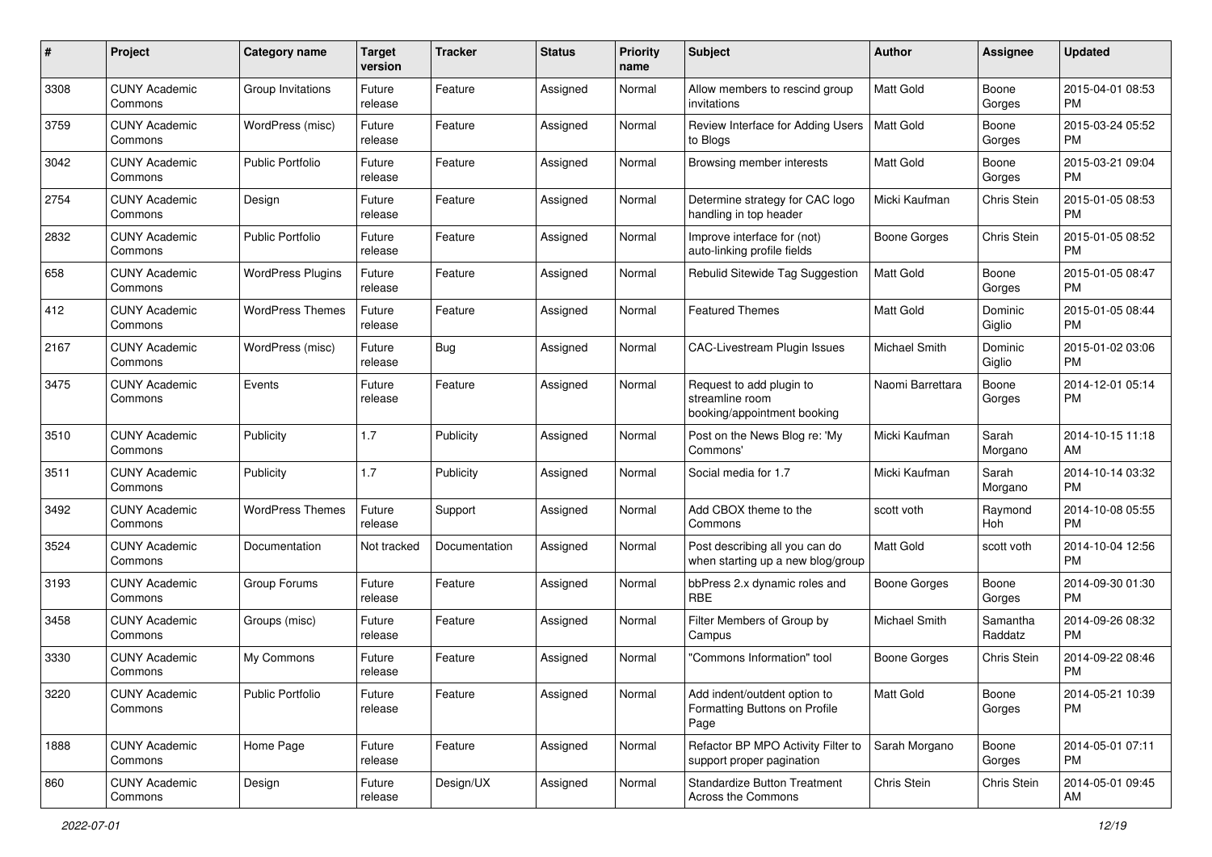| # | Project | Category name | Target version | Tracker | Status | Priority name | Subject | Author | Assignee | Updated |
|---|---|---|---|---|---|---|---|---|---|---|
| 3308 | CUNY Academic Commons | Group Invitations | Future release | Feature | Assigned | Normal | Allow members to rescind group invitations | Matt Gold | Boone Gorges | 2015-04-01 08:53 PM |
| 3759 | CUNY Academic Commons | WordPress (misc) | Future release | Feature | Assigned | Normal | Review Interface for Adding Users to Blogs | Matt Gold | Boone Gorges | 2015-03-24 05:52 PM |
| 3042 | CUNY Academic Commons | Public Portfolio | Future release | Feature | Assigned | Normal | Browsing member interests | Matt Gold | Boone Gorges | 2015-03-21 09:04 PM |
| 2754 | CUNY Academic Commons | Design | Future release | Feature | Assigned | Normal | Determine strategy for CAC logo handling in top header | Micki Kaufman | Chris Stein | 2015-01-05 08:53 PM |
| 2832 | CUNY Academic Commons | Public Portfolio | Future release | Feature | Assigned | Normal | Improve interface for (not) auto-linking profile fields | Boone Gorges | Chris Stein | 2015-01-05 08:52 PM |
| 658 | CUNY Academic Commons | WordPress Plugins | Future release | Feature | Assigned | Normal | Rebulid Sitewide Tag Suggestion | Matt Gold | Boone Gorges | 2015-01-05 08:47 PM |
| 412 | CUNY Academic Commons | WordPress Themes | Future release | Feature | Assigned | Normal | Featured Themes | Matt Gold | Dominic Giglio | 2015-01-05 08:44 PM |
| 2167 | CUNY Academic Commons | WordPress (misc) | Future release | Bug | Assigned | Normal | CAC-Livestream Plugin Issues | Michael Smith | Dominic Giglio | 2015-01-02 03:06 PM |
| 3475 | CUNY Academic Commons | Events | Future release | Feature | Assigned | Normal | Request to add plugin to streamline room booking/appointment booking | Naomi Barrettara | Boone Gorges | 2014-12-01 05:14 PM |
| 3510 | CUNY Academic Commons | Publicity | 1.7 | Publicity | Assigned | Normal | Post on the News Blog re: 'My Commons' | Micki Kaufman | Sarah Morgano | 2014-10-15 11:18 AM |
| 3511 | CUNY Academic Commons | Publicity | 1.7 | Publicity | Assigned | Normal | Social media for 1.7 | Micki Kaufman | Sarah Morgano | 2014-10-14 03:32 PM |
| 3492 | CUNY Academic Commons | WordPress Themes | Future release | Support | Assigned | Normal | Add CBOX theme to the Commons | scott voth | Raymond Hoh | 2014-10-08 05:55 PM |
| 3524 | CUNY Academic Commons | Documentation | Not tracked | Documentation | Assigned | Normal | Post describing all you can do when starting up a new blog/group | Matt Gold | scott voth | 2014-10-04 12:56 PM |
| 3193 | CUNY Academic Commons | Group Forums | Future release | Feature | Assigned | Normal | bbPress 2.x dynamic roles and RBE | Boone Gorges | Boone Gorges | 2014-09-30 01:30 PM |
| 3458 | CUNY Academic Commons | Groups (misc) | Future release | Feature | Assigned | Normal | Filter Members of Group by Campus | Michael Smith | Samantha Raddatz | 2014-09-26 08:32 PM |
| 3330 | CUNY Academic Commons | My Commons | Future release | Feature | Assigned | Normal | "Commons Information" tool | Boone Gorges | Chris Stein | 2014-09-22 08:46 PM |
| 3220 | CUNY Academic Commons | Public Portfolio | Future release | Feature | Assigned | Normal | Add indent/outdent option to Formatting Buttons on Profile Page | Matt Gold | Boone Gorges | 2014-05-21 10:39 PM |
| 1888 | CUNY Academic Commons | Home Page | Future release | Feature | Assigned | Normal | Refactor BP MPO Activity Filter to support proper pagination | Sarah Morgano | Boone Gorges | 2014-05-01 07:11 PM |
| 860 | CUNY Academic Commons | Design | Future release | Design/UX | Assigned | Normal | Standardize Button Treatment Across the Commons | Chris Stein | Chris Stein | 2014-05-01 09:45 AM |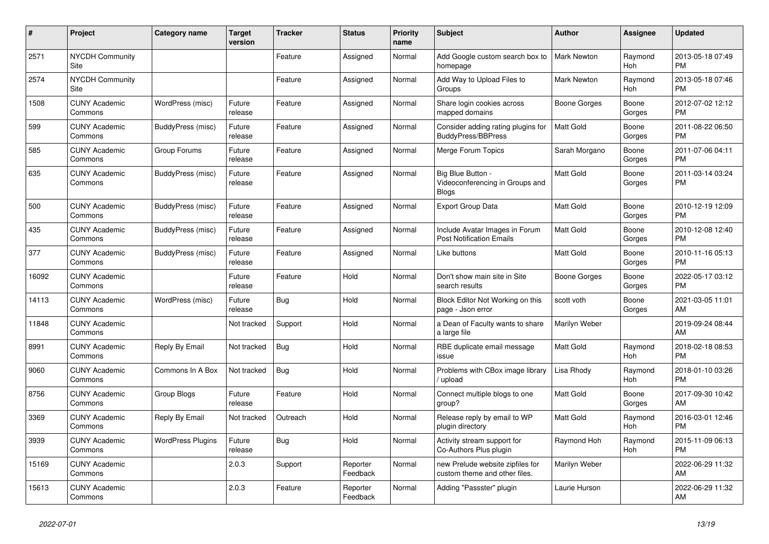| # | Project | Category name | Target version | Tracker | Status | Priority name | Subject | Author | Assignee | Updated |
|---|---|---|---|---|---|---|---|---|---|---|
| 2571 | NYCDH Community Site | | | Feature | Assigned | Normal | Add Google custom search box to homepage | Mark Newton | Raymond Hoh | 2013-05-18 07:49 PM |
| 2574 | NYCDH Community Site | | | Feature | Assigned | Normal | Add Way to Upload Files to Groups | Mark Newton | Raymond Hoh | 2013-05-18 07:46 PM |
| 1508 | CUNY Academic Commons | WordPress (misc) | Future release | Feature | Assigned | Normal | Share login cookies across mapped domains | Boone Gorges | Boone Gorges | 2012-07-02 12:12 PM |
| 599 | CUNY Academic Commons | BuddyPress (misc) | Future release | Feature | Assigned | Normal | Consider adding rating plugins for BuddyPress/BBPress | Matt Gold | Boone Gorges | 2011-08-22 06:50 PM |
| 585 | CUNY Academic Commons | Group Forums | Future release | Feature | Assigned | Normal | Merge Forum Topics | Sarah Morgano | Boone Gorges | 2011-07-06 04:11 PM |
| 635 | CUNY Academic Commons | BuddyPress (misc) | Future release | Feature | Assigned | Normal | Big Blue Button - Videoconferencing in Groups and Blogs | Matt Gold | Boone Gorges | 2011-03-14 03:24 PM |
| 500 | CUNY Academic Commons | BuddyPress (misc) | Future release | Feature | Assigned | Normal | Export Group Data | Matt Gold | Boone Gorges | 2010-12-19 12:09 PM |
| 435 | CUNY Academic Commons | BuddyPress (misc) | Future release | Feature | Assigned | Normal | Include Avatar Images in Forum Post Notification Emails | Matt Gold | Boone Gorges | 2010-12-08 12:40 PM |
| 377 | CUNY Academic Commons | BuddyPress (misc) | Future release | Feature | Assigned | Normal | Like buttons | Matt Gold | Boone Gorges | 2010-11-16 05:13 PM |
| 16092 | CUNY Academic Commons | | Future release | Feature | Hold | Normal | Don't show main site in Site search results | Boone Gorges | Boone Gorges | 2022-05-17 03:12 PM |
| 14113 | CUNY Academic Commons | WordPress (misc) | Future release | Bug | Hold | Normal | Block Editor Not Working on this page - Json error | scott voth | Boone Gorges | 2021-03-05 11:01 AM |
| 11848 | CUNY Academic Commons | | Not tracked | Support | Hold | Normal | a Dean of Faculty wants to share a large file | Marilyn Weber | | 2019-09-24 08:44 AM |
| 8991 | CUNY Academic Commons | Reply By Email | Not tracked | Bug | Hold | Normal | RBE duplicate email message issue | Matt Gold | Raymond Hoh | 2018-02-18 08:53 PM |
| 9060 | CUNY Academic Commons | Commons In A Box | Not tracked | Bug | Hold | Normal | Problems with CBox image library / upload | Lisa Rhody | Raymond Hoh | 2018-01-10 03:26 PM |
| 8756 | CUNY Academic Commons | Group Blogs | Future release | Feature | Hold | Normal | Connect multiple blogs to one group? | Matt Gold | Boone Gorges | 2017-09-30 10:42 AM |
| 3369 | CUNY Academic Commons | Reply By Email | Not tracked | Outreach | Hold | Normal | Release reply by email to WP plugin directory | Matt Gold | Raymond Hoh | 2016-03-01 12:46 PM |
| 3939 | CUNY Academic Commons | WordPress Plugins | Future release | Bug | Hold | Normal | Activity stream support for Co-Authors Plus plugin | Raymond Hoh | Raymond Hoh | 2015-11-09 06:13 PM |
| 15169 | CUNY Academic Commons | | 2.0.3 | Support | Reporter Feedback | Normal | new Prelude website zipfiles for custom theme and other files. | Marilyn Weber | | 2022-06-29 11:32 AM |
| 15613 | CUNY Academic Commons | | 2.0.3 | Feature | Reporter Feedback | Normal | Adding "Passster" plugin | Laurie Hurson | | 2022-06-29 11:32 AM |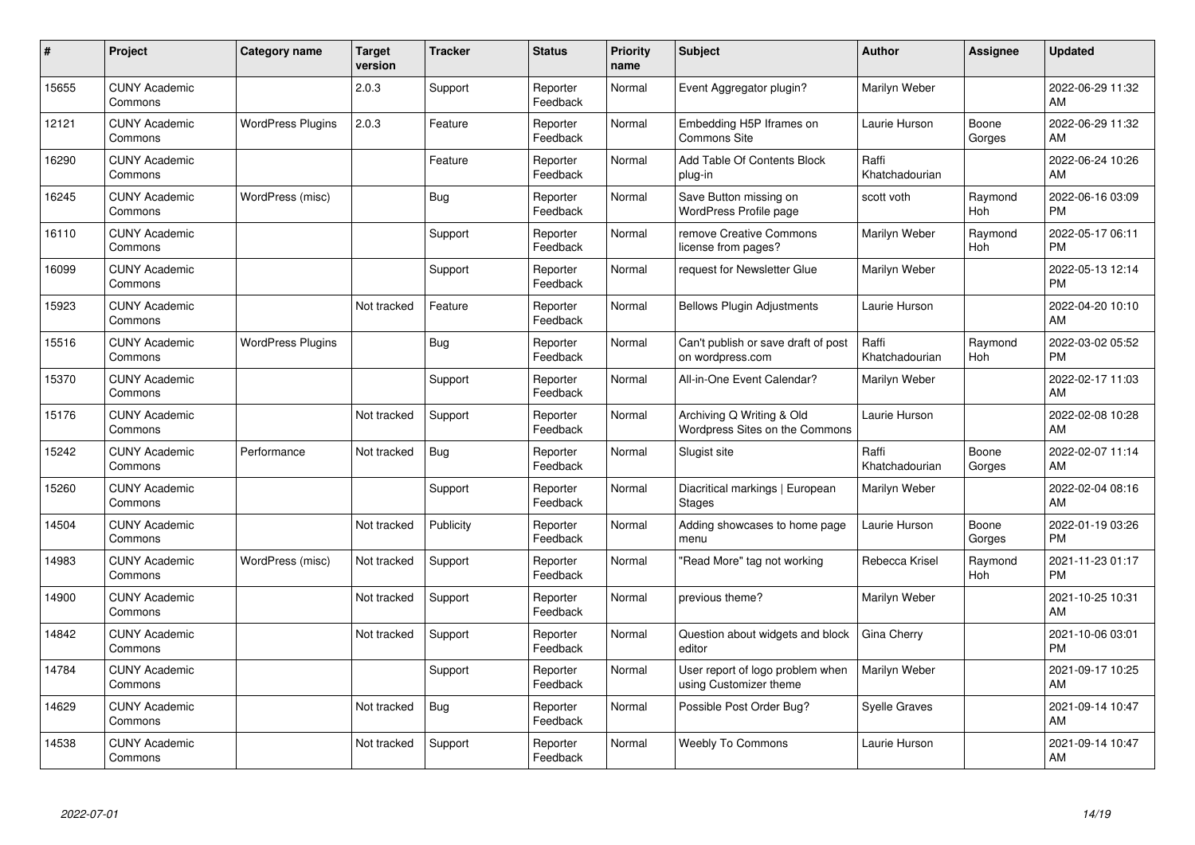| # | Project | Category name | Target version | Tracker | Status | Priority name | Subject | Author | Assignee | Updated |
|---|---|---|---|---|---|---|---|---|---|---|
| 15655 | CUNY Academic Commons | | 2.0.3 | Support | Reporter Feedback | Normal | Event Aggregator plugin? | Marilyn Weber | | 2022-06-29 11:32 AM |
| 12121 | CUNY Academic Commons | WordPress Plugins | 2.0.3 | Feature | Reporter Feedback | Normal | Embedding H5P Iframes on Commons Site | Laurie Hurson | Boone Gorges | 2022-06-29 11:32 AM |
| 16290 | CUNY Academic Commons | | | Feature | Reporter Feedback | Normal | Add Table Of Contents Block plug-in | Raffi Khatchadourian | | 2022-06-24 10:26 AM |
| 16245 | CUNY Academic Commons | WordPress (misc) | | Bug | Reporter Feedback | Normal | Save Button missing on WordPress Profile page | scott voth | Raymond Hoh | 2022-06-16 03:09 PM |
| 16110 | CUNY Academic Commons | | | Support | Reporter Feedback | Normal | remove Creative Commons license from pages? | Marilyn Weber | Raymond Hoh | 2022-05-17 06:11 PM |
| 16099 | CUNY Academic Commons | | | Support | Reporter Feedback | Normal | request for Newsletter Glue | Marilyn Weber | | 2022-05-13 12:14 PM |
| 15923 | CUNY Academic Commons | | Not tracked | Feature | Reporter Feedback | Normal | Bellows Plugin Adjustments | Laurie Hurson | | 2022-04-20 10:10 AM |
| 15516 | CUNY Academic Commons | WordPress Plugins | | Bug | Reporter Feedback | Normal | Can't publish or save draft of post on wordpress.com | Raffi Khatchadourian | Raymond Hoh | 2022-03-02 05:52 PM |
| 15370 | CUNY Academic Commons | | | Support | Reporter Feedback | Normal | All-in-One Event Calendar? | Marilyn Weber | | 2022-02-17 11:03 AM |
| 15176 | CUNY Academic Commons | | Not tracked | Support | Reporter Feedback | Normal | Archiving Q Writing & Old Wordpress Sites on the Commons | Laurie Hurson | | 2022-02-08 10:28 AM |
| 15242 | CUNY Academic Commons | Performance | Not tracked | Bug | Reporter Feedback | Normal | Slugist site | Raffi Khatchadourian | Boone Gorges | 2022-02-07 11:14 AM |
| 15260 | CUNY Academic Commons | | | Support | Reporter Feedback | Normal | Diacritical markings \| European Stages | Marilyn Weber | | 2022-02-04 08:16 AM |
| 14504 | CUNY Academic Commons | | Not tracked | Publicity | Reporter Feedback | Normal | Adding showcases to home page menu | Laurie Hurson | Boone Gorges | 2022-01-19 03:26 PM |
| 14983 | CUNY Academic Commons | WordPress (misc) | Not tracked | Support | Reporter Feedback | Normal | "Read More" tag not working | Rebecca Krisel | Raymond Hoh | 2021-11-23 01:17 PM |
| 14900 | CUNY Academic Commons | | Not tracked | Support | Reporter Feedback | Normal | previous theme? | Marilyn Weber | | 2021-10-25 10:31 AM |
| 14842 | CUNY Academic Commons | | Not tracked | Support | Reporter Feedback | Normal | Question about widgets and block editor | Gina Cherry | | 2021-10-06 03:01 PM |
| 14784 | CUNY Academic Commons | | | Support | Reporter Feedback | Normal | User report of logo problem when using Customizer theme | Marilyn Weber | | 2021-09-17 10:25 AM |
| 14629 | CUNY Academic Commons | | Not tracked | Bug | Reporter Feedback | Normal | Possible Post Order Bug? | Syelle Graves | | 2021-09-14 10:47 AM |
| 14538 | CUNY Academic Commons | | Not tracked | Support | Reporter Feedback | Normal | Weebly To Commons | Laurie Hurson | | 2021-09-14 10:47 AM |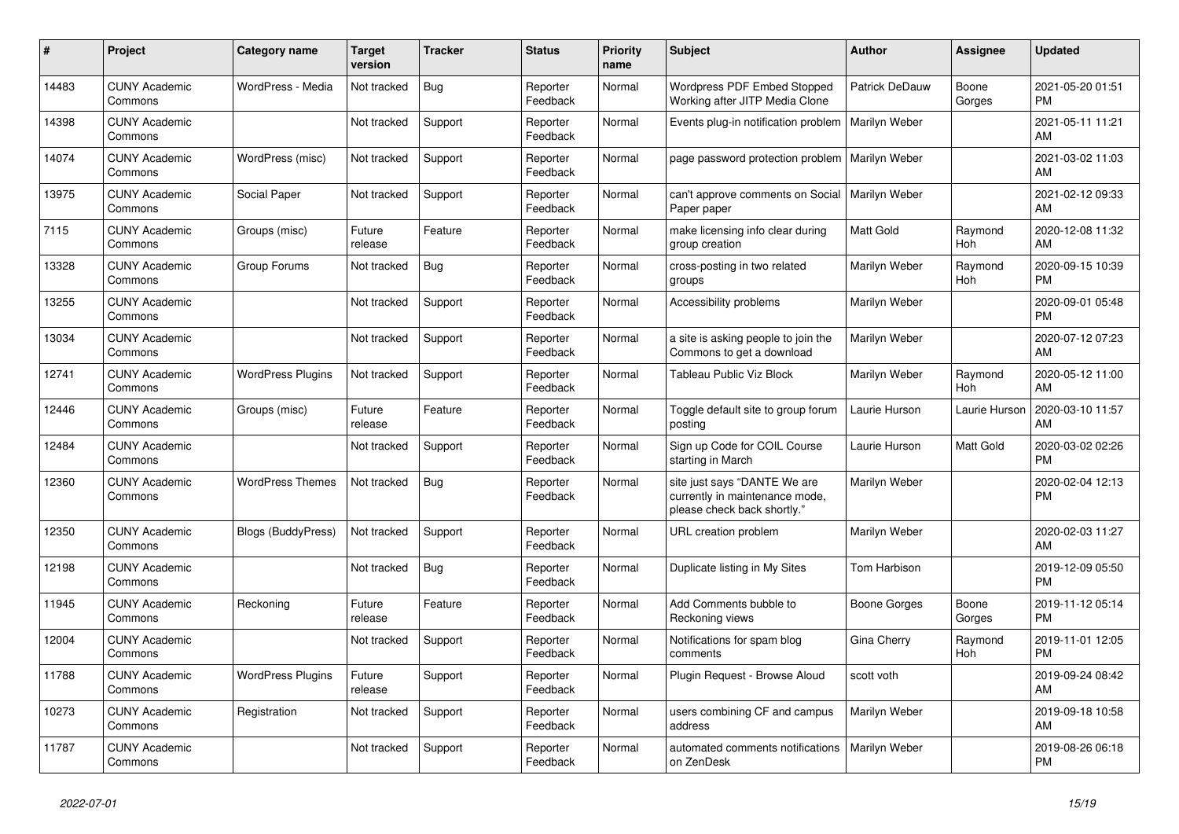| # | Project | Category name | Target version | Tracker | Status | Priority name | Subject | Author | Assignee | Updated |
|---|---|---|---|---|---|---|---|---|---|---|
| 14483 | CUNY Academic Commons | WordPress - Media | Not tracked | Bug | Reporter Feedback | Normal | Wordpress PDF Embed Stopped Working after JITP Media Clone | Patrick DeDauw | Boone Gorges | 2021-05-20 01:51 PM |
| 14398 | CUNY Academic Commons | | Not tracked | Support | Reporter Feedback | Normal | Events plug-in notification problem | Marilyn Weber | | 2021-05-11 11:21 AM |
| 14074 | CUNY Academic Commons | WordPress (misc) | Not tracked | Support | Reporter Feedback | Normal | page password protection problem | Marilyn Weber | | 2021-03-02 11:03 AM |
| 13975 | CUNY Academic Commons | Social Paper | Not tracked | Support | Reporter Feedback | Normal | can't approve comments on Social Paper paper | Marilyn Weber | | 2021-02-12 09:33 AM |
| 7115 | CUNY Academic Commons | Groups (misc) | Future release | Feature | Reporter Feedback | Normal | make licensing info clear during group creation | Matt Gold | Raymond Hoh | 2020-12-08 11:32 AM |
| 13328 | CUNY Academic Commons | Group Forums | Not tracked | Bug | Reporter Feedback | Normal | cross-posting in two related groups | Marilyn Weber | Raymond Hoh | 2020-09-15 10:39 PM |
| 13255 | CUNY Academic Commons | | Not tracked | Support | Reporter Feedback | Normal | Accessibility problems | Marilyn Weber | | 2020-09-01 05:48 PM |
| 13034 | CUNY Academic Commons | | Not tracked | Support | Reporter Feedback | Normal | a site is asking people to join the Commons to get a download | Marilyn Weber | | 2020-07-12 07:23 AM |
| 12741 | CUNY Academic Commons | WordPress Plugins | Not tracked | Support | Reporter Feedback | Normal | Tableau Public Viz Block | Marilyn Weber | Raymond Hoh | 2020-05-12 11:00 AM |
| 12446 | CUNY Academic Commons | Groups (misc) | Future release | Feature | Reporter Feedback | Normal | Toggle default site to group forum posting | Laurie Hurson | Laurie Hurson | 2020-03-10 11:57 AM |
| 12484 | CUNY Academic Commons | | Not tracked | Support | Reporter Feedback | Normal | Sign up Code for COIL Course starting in March | Laurie Hurson | Matt Gold | 2020-03-02 02:26 PM |
| 12360 | CUNY Academic Commons | WordPress Themes | Not tracked | Bug | Reporter Feedback | Normal | site just says "DANTE We are currently in maintenance mode, please check back shortly." | Marilyn Weber | | 2020-02-04 12:13 PM |
| 12350 | CUNY Academic Commons | Blogs (BuddyPress) | Not tracked | Support | Reporter Feedback | Normal | URL creation problem | Marilyn Weber | | 2020-02-03 11:27 AM |
| 12198 | CUNY Academic Commons | | Not tracked | Bug | Reporter Feedback | Normal | Duplicate listing in My Sites | Tom Harbison | | 2019-12-09 05:50 PM |
| 11945 | CUNY Academic Commons | Reckoning | Future release | Feature | Reporter Feedback | Normal | Add Comments bubble to Reckoning views | Boone Gorges | Boone Gorges | 2019-11-12 05:14 PM |
| 12004 | CUNY Academic Commons | | Not tracked | Support | Reporter Feedback | Normal | Notifications for spam blog comments | Gina Cherry | Raymond Hoh | 2019-11-01 12:05 PM |
| 11788 | CUNY Academic Commons | WordPress Plugins | Future release | Support | Reporter Feedback | Normal | Plugin Request - Browse Aloud | scott voth | | 2019-09-24 08:42 AM |
| 10273 | CUNY Academic Commons | Registration | Not tracked | Support | Reporter Feedback | Normal | users combining CF and campus address | Marilyn Weber | | 2019-09-18 10:58 AM |
| 11787 | CUNY Academic Commons | | Not tracked | Support | Reporter Feedback | Normal | automated comments notifications on ZenDesk | Marilyn Weber | | 2019-08-26 06:18 PM |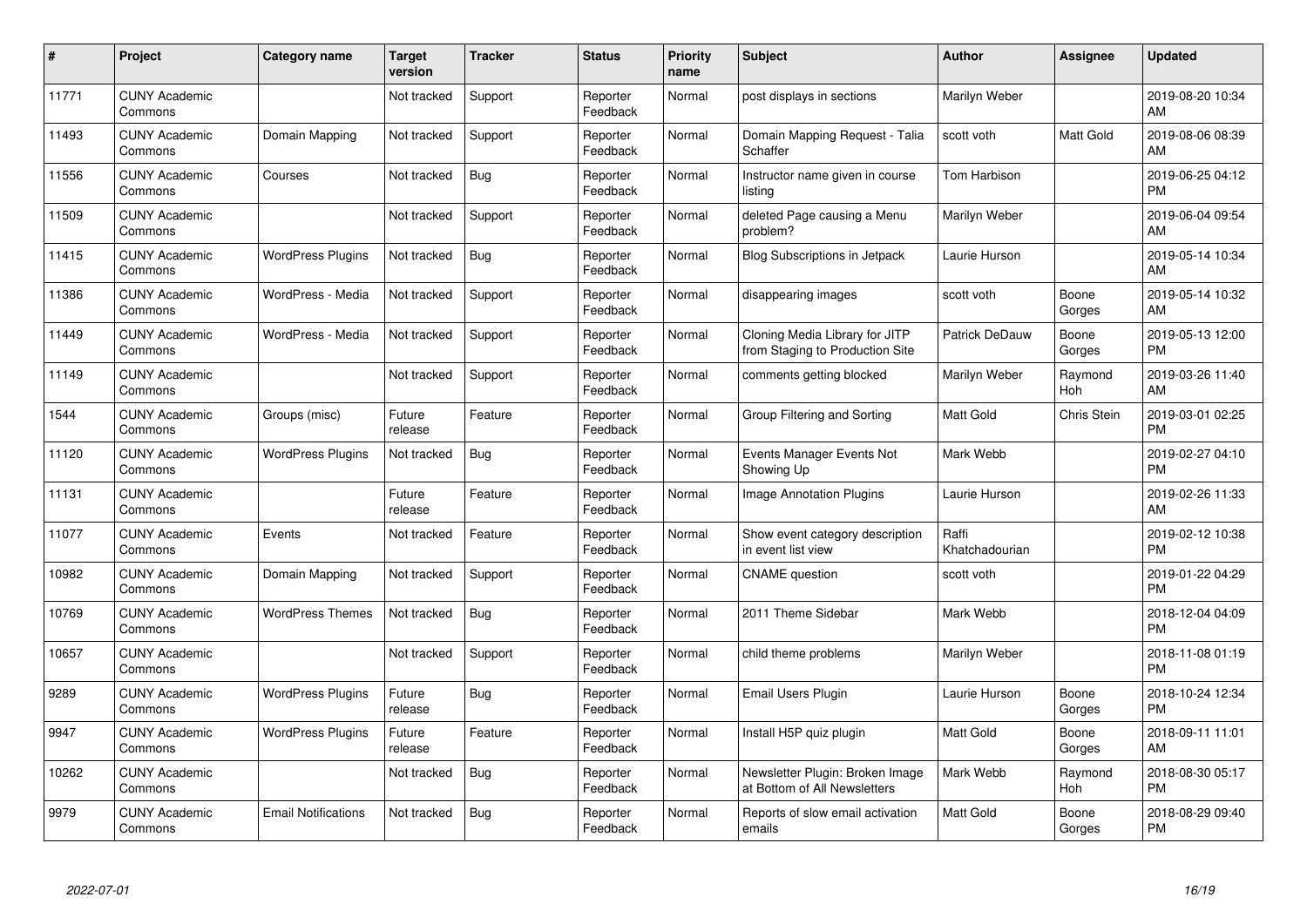| # | Project | Category name | Target version | Tracker | Status | Priority name | Subject | Author | Assignee | Updated |
|---|---|---|---|---|---|---|---|---|---|---|
| 11771 | CUNY Academic Commons | | Not tracked | Support | Reporter Feedback | Normal | post displays in sections | Marilyn Weber | | 2019-08-20 10:34 AM |
| 11493 | CUNY Academic Commons | Domain Mapping | Not tracked | Support | Reporter Feedback | Normal | Domain Mapping Request - Talia Schaffer | scott voth | Matt Gold | 2019-08-06 08:39 AM |
| 11556 | CUNY Academic Commons | Courses | Not tracked | Bug | Reporter Feedback | Normal | Instructor name given in course listing | Tom Harbison | | 2019-06-25 04:12 PM |
| 11509 | CUNY Academic Commons | | Not tracked | Support | Reporter Feedback | Normal | deleted Page causing a Menu problem? | Marilyn Weber | | 2019-06-04 09:54 AM |
| 11415 | CUNY Academic Commons | WordPress Plugins | Not tracked | Bug | Reporter Feedback | Normal | Blog Subscriptions in Jetpack | Laurie Hurson | | 2019-05-14 10:34 AM |
| 11386 | CUNY Academic Commons | WordPress - Media | Not tracked | Support | Reporter Feedback | Normal | disappearing images | scott voth | Boone Gorges | 2019-05-14 10:32 AM |
| 11449 | CUNY Academic Commons | WordPress - Media | Not tracked | Support | Reporter Feedback | Normal | Cloning Media Library for JITP from Staging to Production Site | Patrick DeDauw | Boone Gorges | 2019-05-13 12:00 PM |
| 11149 | CUNY Academic Commons | | Not tracked | Support | Reporter Feedback | Normal | comments getting blocked | Marilyn Weber | Raymond Hoh | 2019-03-26 11:40 AM |
| 1544 | CUNY Academic Commons | Groups (misc) | Future release | Feature | Reporter Feedback | Normal | Group Filtering and Sorting | Matt Gold | Chris Stein | 2019-03-01 02:25 PM |
| 11120 | CUNY Academic Commons | WordPress Plugins | Not tracked | Bug | Reporter Feedback | Normal | Events Manager Events Not Showing Up | Mark Webb | | 2019-02-27 04:10 PM |
| 11131 | CUNY Academic Commons | | Future release | Feature | Reporter Feedback | Normal | Image Annotation Plugins | Laurie Hurson | | 2019-02-26 11:33 AM |
| 11077 | CUNY Academic Commons | Events | Not tracked | Feature | Reporter Feedback | Normal | Show event category description in event list view | Raffi Khatchadourian | | 2019-02-12 10:38 PM |
| 10982 | CUNY Academic Commons | Domain Mapping | Not tracked | Support | Reporter Feedback | Normal | CNAME question | scott voth | | 2019-01-22 04:29 PM |
| 10769 | CUNY Academic Commons | WordPress Themes | Not tracked | Bug | Reporter Feedback | Normal | 2011 Theme Sidebar | Mark Webb | | 2018-12-04 04:09 PM |
| 10657 | CUNY Academic Commons | | Not tracked | Support | Reporter Feedback | Normal | child theme problems | Marilyn Weber | | 2018-11-08 01:19 PM |
| 9289 | CUNY Academic Commons | WordPress Plugins | Future release | Bug | Reporter Feedback | Normal | Email Users Plugin | Laurie Hurson | Boone Gorges | 2018-10-24 12:34 PM |
| 9947 | CUNY Academic Commons | WordPress Plugins | Future release | Feature | Reporter Feedback | Normal | Install H5P quiz plugin | Matt Gold | Boone Gorges | 2018-09-11 11:01 AM |
| 10262 | CUNY Academic Commons | | Not tracked | Bug | Reporter Feedback | Normal | Newsletter Plugin: Broken Image at Bottom of All Newsletters | Mark Webb | Raymond Hoh | 2018-08-30 05:17 PM |
| 9979 | CUNY Academic Commons | Email Notifications | Not tracked | Bug | Reporter Feedback | Normal | Reports of slow email activation emails | Matt Gold | Boone Gorges | 2018-08-29 09:40 PM |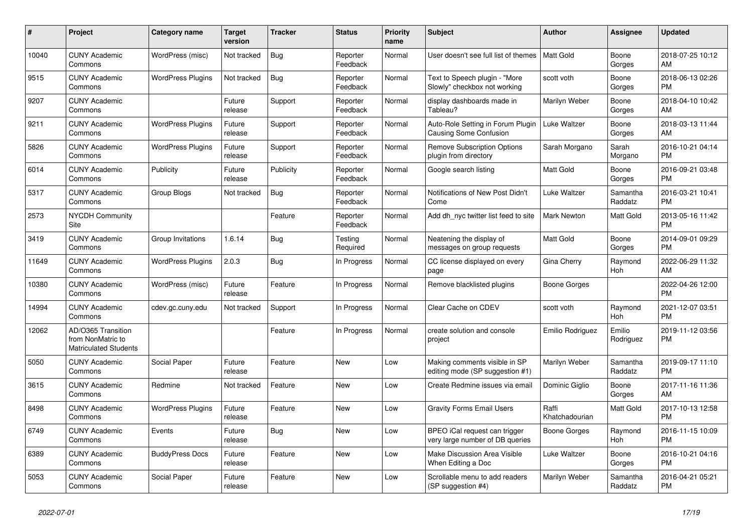| # | Project | Category name | Target version | Tracker | Status | Priority name | Subject | Author | Assignee | Updated |
|---|---|---|---|---|---|---|---|---|---|---|
| 10040 | CUNY Academic Commons | WordPress (misc) | Not tracked | Bug | Reporter Feedback | Normal | User doesn't see full list of themes | Matt Gold | Boone Gorges | 2018-07-25 10:12 AM |
| 9515 | CUNY Academic Commons | WordPress Plugins | Not tracked | Bug | Reporter Feedback | Normal | Text to Speech plugin - "More Slowly" checkbox not working | scott voth | Boone Gorges | 2018-06-13 02:26 PM |
| 9207 | CUNY Academic Commons | | Future release | Support | Reporter Feedback | Normal | display dashboards made in Tableau? | Marilyn Weber | Boone Gorges | 2018-04-10 10:42 AM |
| 9211 | CUNY Academic Commons | WordPress Plugins | Future release | Support | Reporter Feedback | Normal | Auto-Role Setting in Forum Plugin Causing Some Confusion | Luke Waltzer | Boone Gorges | 2018-03-13 11:44 AM |
| 5826 | CUNY Academic Commons | WordPress Plugins | Future release | Support | Reporter Feedback | Normal | Remove Subscription Options plugin from directory | Sarah Morgano | Sarah Morgano | 2016-10-21 04:14 PM |
| 6014 | CUNY Academic Commons | Publicity | Future release | Publicity | Reporter Feedback | Normal | Google search listing | Matt Gold | Boone Gorges | 2016-09-21 03:48 PM |
| 5317 | CUNY Academic Commons | Group Blogs | Not tracked | Bug | Reporter Feedback | Normal | Notifications of New Post Didn't Come | Luke Waltzer | Samantha Raddatz | 2016-03-21 10:41 PM |
| 2573 | NYCDH Community Site | | | Feature | Reporter Feedback | Normal | Add dh_nyc twitter list feed to site | Mark Newton | Matt Gold | 2013-05-16 11:42 PM |
| 3419 | CUNY Academic Commons | Group Invitations | 1.6.14 | Bug | Testing Required | Normal | Neatening the display of messages on group requests | Matt Gold | Boone Gorges | 2014-09-01 09:29 PM |
| 11649 | CUNY Academic Commons | WordPress Plugins | 2.0.3 | Bug | In Progress | Normal | CC license displayed on every page | Gina Cherry | Raymond Hoh | 2022-06-29 11:32 AM |
| 10380 | CUNY Academic Commons | WordPress (misc) | Future release | Feature | In Progress | Normal | Remove blacklisted plugins | Boone Gorges | | 2022-04-26 12:00 PM |
| 14994 | CUNY Academic Commons | cdev.gc.cuny.edu | Not tracked | Support | In Progress | Normal | Clear Cache on CDEV | scott voth | Raymond Hoh | 2021-12-07 03:51 PM |
| 12062 | AD/O365 Transition from NonMatric to Matriculated Students | | | Feature | In Progress | Normal | create solution and console project | Emilio Rodriguez | Emilio Rodriguez | 2019-11-12 03:56 PM |
| 5050 | CUNY Academic Commons | Social Paper | Future release | Feature | New | Low | Making comments visible in SP editing mode (SP suggestion #1) | Marilyn Weber | Samantha Raddatz | 2019-09-17 11:10 PM |
| 3615 | CUNY Academic Commons | Redmine | Not tracked | Feature | New | Low | Create Redmine issues via email | Dominic Giglio | Boone Gorges | 2017-11-16 11:36 AM |
| 8498 | CUNY Academic Commons | WordPress Plugins | Future release | Feature | New | Low | Gravity Forms Email Users | Raffi Khatchadourian | Matt Gold | 2017-10-13 12:58 PM |
| 6749 | CUNY Academic Commons | Events | Future release | Bug | New | Low | BPEO iCal request can trigger very large number of DB queries | Boone Gorges | Raymond Hoh | 2016-11-15 10:09 PM |
| 6389 | CUNY Academic Commons | BuddyPress Docs | Future release | Feature | New | Low | Make Discussion Area Visible When Editing a Doc | Luke Waltzer | Boone Gorges | 2016-10-21 04:16 PM |
| 5053 | CUNY Academic Commons | Social Paper | Future release | Feature | New | Low | Scrollable menu to add readers (SP suggestion #4) | Marilyn Weber | Samantha Raddatz | 2016-04-21 05:21 PM |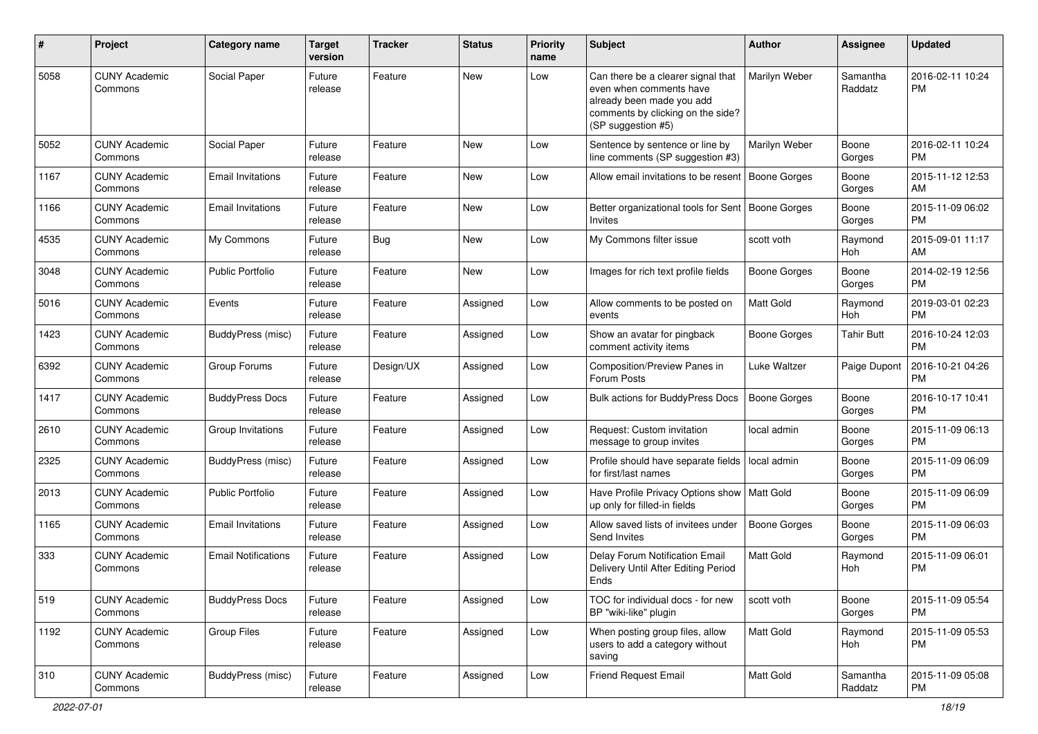| # | Project | Category name | Target version | Tracker | Status | Priority name | Subject | Author | Assignee | Updated |
|---|---|---|---|---|---|---|---|---|---|---|
| 5058 | CUNY Academic Commons | Social Paper | Future release | Feature | New | Low | Can there be a clearer signal that even when comments have already been made you add comments by clicking on the side? (SP suggestion #5) | Marilyn Weber | Samantha Raddatz | 2016-02-11 10:24 PM |
| 5052 | CUNY Academic Commons | Social Paper | Future release | Feature | New | Low | Sentence by sentence or line by line comments (SP suggestion #3) | Marilyn Weber | Boone Gorges | 2016-02-11 10:24 PM |
| 1167 | CUNY Academic Commons | Email Invitations | Future release | Feature | New | Low | Allow email invitations to be resent | Boone Gorges | Boone Gorges | 2015-11-12 12:53 AM |
| 1166 | CUNY Academic Commons | Email Invitations | Future release | Feature | New | Low | Better organizational tools for Sent Invites | Boone Gorges | Boone Gorges | 2015-11-09 06:02 PM |
| 4535 | CUNY Academic Commons | My Commons | Future release | Bug | New | Low | My Commons filter issue | scott voth | Raymond Hoh | 2015-09-01 11:17 AM |
| 3048 | CUNY Academic Commons | Public Portfolio | Future release | Feature | New | Low | Images for rich text profile fields | Boone Gorges | Boone Gorges | 2014-02-19 12:56 PM |
| 5016 | CUNY Academic Commons | Events | Future release | Feature | Assigned | Low | Allow comments to be posted on events | Matt Gold | Raymond Hoh | 2019-03-01 02:23 PM |
| 1423 | CUNY Academic Commons | BuddyPress (misc) | Future release | Feature | Assigned | Low | Show an avatar for pingback comment activity items | Boone Gorges | Tahir Butt | 2016-10-24 12:03 PM |
| 6392 | CUNY Academic Commons | Group Forums | Future release | Design/UX | Assigned | Low | Composition/Preview Panes in Forum Posts | Luke Waltzer | Paige Dupont | 2016-10-21 04:26 PM |
| 1417 | CUNY Academic Commons | BuddyPress Docs | Future release | Feature | Assigned | Low | Bulk actions for BuddyPress Docs | Boone Gorges | Boone Gorges | 2016-10-17 10:41 PM |
| 2610 | CUNY Academic Commons | Group Invitations | Future release | Feature | Assigned | Low | Request: Custom invitation message to group invites | local admin | Boone Gorges | 2015-11-09 06:13 PM |
| 2325 | CUNY Academic Commons | BuddyPress (misc) | Future release | Feature | Assigned | Low | Profile should have separate fields for first/last names | local admin | Boone Gorges | 2015-11-09 06:09 PM |
| 2013 | CUNY Academic Commons | Public Portfolio | Future release | Feature | Assigned | Low | Have Profile Privacy Options show up only for filled-in fields | Matt Gold | Boone Gorges | 2015-11-09 06:09 PM |
| 1165 | CUNY Academic Commons | Email Invitations | Future release | Feature | Assigned | Low | Allow saved lists of invitees under Send Invites | Boone Gorges | Boone Gorges | 2015-11-09 06:03 PM |
| 333 | CUNY Academic Commons | Email Notifications | Future release | Feature | Assigned | Low | Delay Forum Notification Email Delivery Until After Editing Period Ends | Matt Gold | Raymond Hoh | 2015-11-09 06:01 PM |
| 519 | CUNY Academic Commons | BuddyPress Docs | Future release | Feature | Assigned | Low | TOC for individual docs - for new BP "wiki-like" plugin | scott voth | Boone Gorges | 2015-11-09 05:54 PM |
| 1192 | CUNY Academic Commons | Group Files | Future release | Feature | Assigned | Low | When posting group files, allow users to add a category without saving | Matt Gold | Raymond Hoh | 2015-11-09 05:53 PM |
| 310 | CUNY Academic Commons | BuddyPress (misc) | Future release | Feature | Assigned | Low | Friend Request Email | Matt Gold | Samantha Raddatz | 2015-11-09 05:08 PM |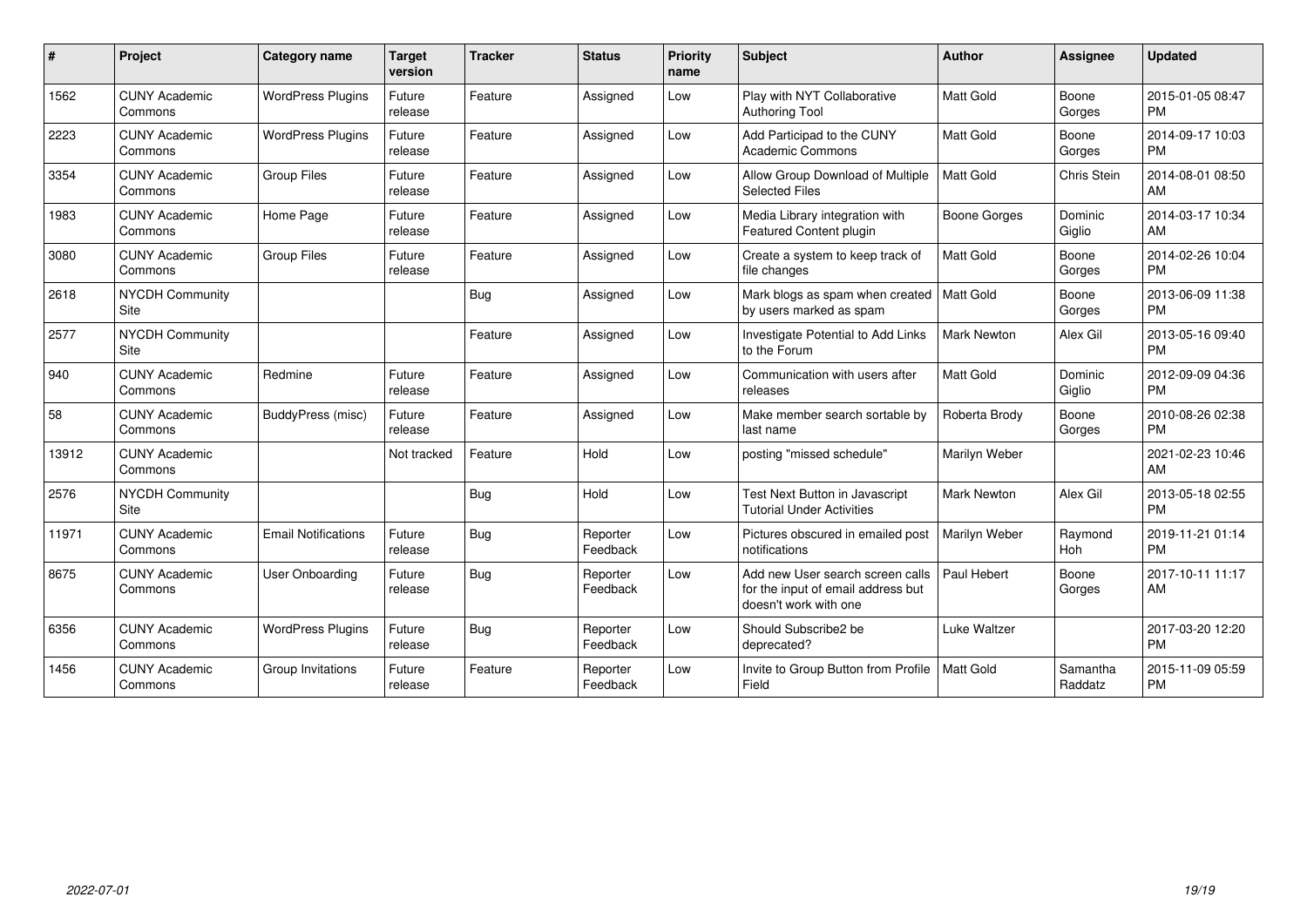| # | Project | Category name | Target version | Tracker | Status | Priority name | Subject | Author | Assignee | Updated |
|---|---|---|---|---|---|---|---|---|---|---|
| 1562 | CUNY Academic Commons | WordPress Plugins | Future release | Feature | Assigned | Low | Play with NYT Collaborative Authoring Tool | Matt Gold | Boone Gorges | 2015-01-05 08:47 PM |
| 2223 | CUNY Academic Commons | WordPress Plugins | Future release | Feature | Assigned | Low | Add Participad to the CUNY Academic Commons | Matt Gold | Boone Gorges | 2014-09-17 10:03 PM |
| 3354 | CUNY Academic Commons | Group Files | Future release | Feature | Assigned | Low | Allow Group Download of Multiple Selected Files | Matt Gold | Chris Stein | 2014-08-01 08:50 AM |
| 1983 | CUNY Academic Commons | Home Page | Future release | Feature | Assigned | Low | Media Library integration with Featured Content plugin | Boone Gorges | Dominic Giglio | 2014-03-17 10:34 AM |
| 3080 | CUNY Academic Commons | Group Files | Future release | Feature | Assigned | Low | Create a system to keep track of file changes | Matt Gold | Boone Gorges | 2014-02-26 10:04 PM |
| 2618 | NYCDH Community Site | | | Bug | Assigned | Low | Mark blogs as spam when created by users marked as spam | Matt Gold | Boone Gorges | 2013-06-09 11:38 PM |
| 2577 | NYCDH Community Site | | | Feature | Assigned | Low | Investigate Potential to Add Links to the Forum | Mark Newton | Alex Gil | 2013-05-16 09:40 PM |
| 940 | CUNY Academic Commons | Redmine | Future release | Feature | Assigned | Low | Communication with users after releases | Matt Gold | Dominic Giglio | 2012-09-09 04:36 PM |
| 58 | CUNY Academic Commons | BuddyPress (misc) | Future release | Feature | Assigned | Low | Make member search sortable by last name | Roberta Brody | Boone Gorges | 2010-08-26 02:38 PM |
| 13912 | CUNY Academic Commons | | Not tracked | Feature | Hold | Low | posting "missed schedule" | Marilyn Weber | | 2021-02-23 10:46 AM |
| 2576 | NYCDH Community Site | | | Bug | Hold | Low | Test Next Button in Javascript Tutorial Under Activities | Mark Newton | Alex Gil | 2013-05-18 02:55 PM |
| 11971 | CUNY Academic Commons | Email Notifications | Future release | Bug | Reporter Feedback | Low | Pictures obscured in emailed post notifications | Marilyn Weber | Raymond Hoh | 2019-11-21 01:14 PM |
| 8675 | CUNY Academic Commons | User Onboarding | Future release | Bug | Reporter Feedback | Low | Add new User search screen calls for the input of email address but doesn't work with one | Paul Hebert | Boone Gorges | 2017-10-11 11:17 AM |
| 6356 | CUNY Academic Commons | WordPress Plugins | Future release | Bug | Reporter Feedback | Low | Should Subscribe2 be deprecated? | Luke Waltzer | | 2017-03-20 12:20 PM |
| 1456 | CUNY Academic Commons | Group Invitations | Future release | Feature | Reporter Feedback | Low | Invite to Group Button from Profile Field | Matt Gold | Samantha Raddatz | 2015-11-09 05:59 PM |